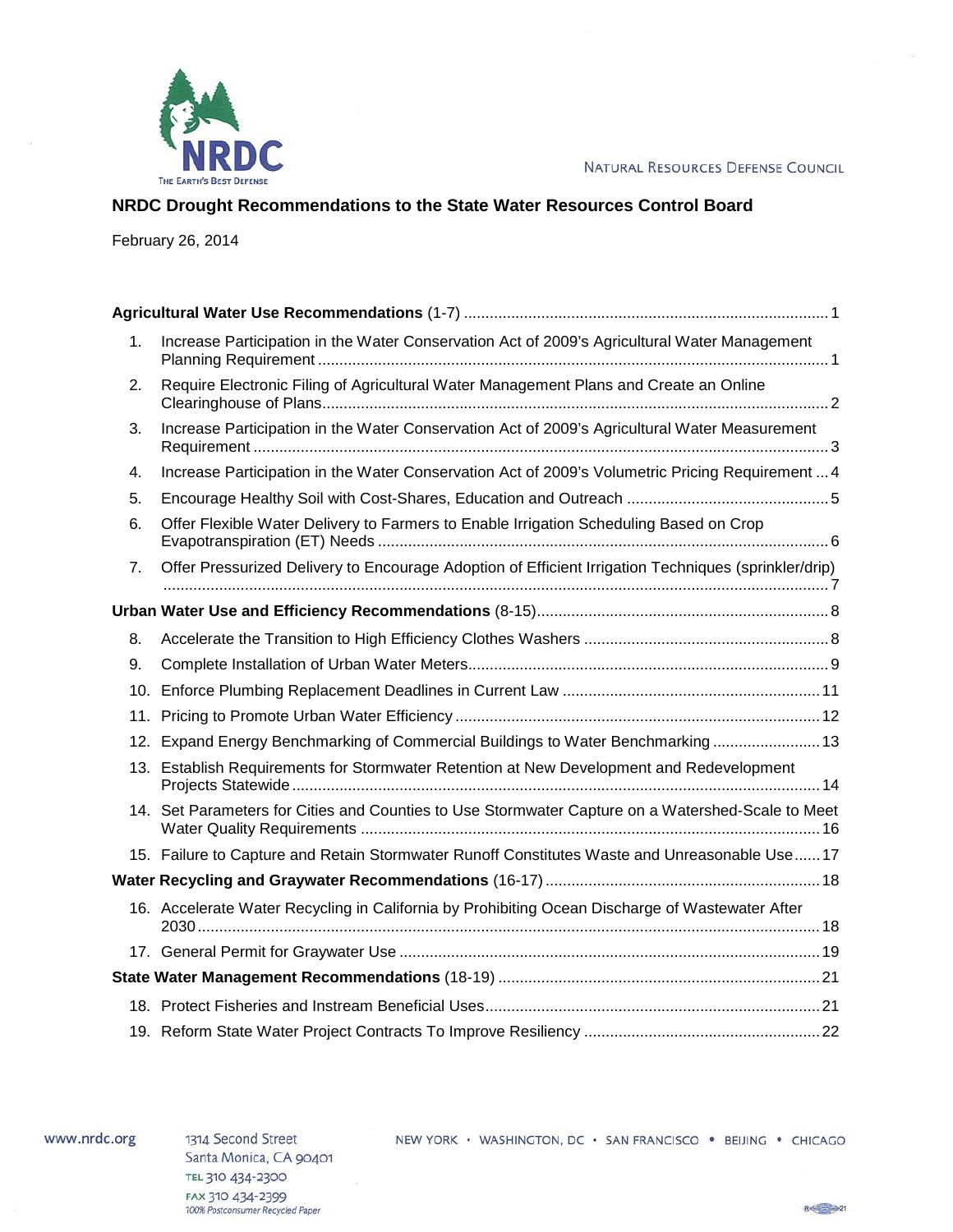NATURAL RESOURCES DEFENSE COUNCIL

# NRDC Drought Recommendations to the State Water Resources Control Board

February 26, 2014

**Agricultural Water Use Recommendations** (1-7) ..... 1

1. Increase Participation in the Water Conservation Act of 2009's Agricultural Water Management Planning Requirement ..... 1
2. Require Electronic Filing of Agricultural Water Management Plans and Create an Online Clearinghouse of Plans ..... 2
3. Increase Participation in the Water Conservation Act of 2009's Agricultural Water Measurement Requirement ..... 3
4. Increase Participation in the Water Conservation Act of 2009's Volumetric Pricing Requirement ..... 4
5. Encourage Healthy Soil with Cost-Shares, Education and Outreach ..... 5
6. Offer Flexible Water Delivery to Farmers to Enable Irrigation Scheduling Based on Crop Evapotranspiration (ET) Needs ..... 6
7. Offer Pressurized Delivery to Encourage Adoption of Efficient Irrigation Techniques (sprinkler/drip) ..... 7

**Urban Water Use and Efficiency Recommendations** (8-15) ..... 8

8. Accelerate the Transition to High Efficiency Clothes Washers ..... 8
9. Complete Installation of Urban Water Meters ..... 9
10. Enforce Plumbing Replacement Deadlines in Current Law ..... 11
11. Pricing to Promote Urban Water Efficiency ..... 12
12. Expand Energy Benchmarking of Commercial Buildings to Water Benchmarking ..... 13
13. Establish Requirements for Stormwater Retention at New Development and Redevelopment Projects Statewide ..... 14
14. Set Parameters for Cities and Counties to Use Stormwater Capture on a Watershed-Scale to Meet Water Quality Requirements ..... 16
15. Failure to Capture and Retain Stormwater Runoff Constitutes Waste and Unreasonable Use ..... 17

**Water Recycling and Graywater Recommendations** (16-17) ..... 18

16. Accelerate Water Recycling in California by Prohibiting Ocean Discharge of Wastewater After 2030 ..... 18
17. General Permit for Graywater Use ..... 19

**State Water Management Recommendations** (18-19) ..... 21

18. Protect Fisheries and Instream Beneficial Uses ..... 21
19. Reform State Water Project Contracts To Improve Resiliency ..... 22

www.nrdc.org

1314 Second Street
Santa Monica, CA 90401
TEL 310 434-2300
FAX 310 434-2399
100% Postconsumer Recycled Paper

NEW YORK · WASHINGTON, DC · SAN FRANCISCO · BEIJING · CHICAGO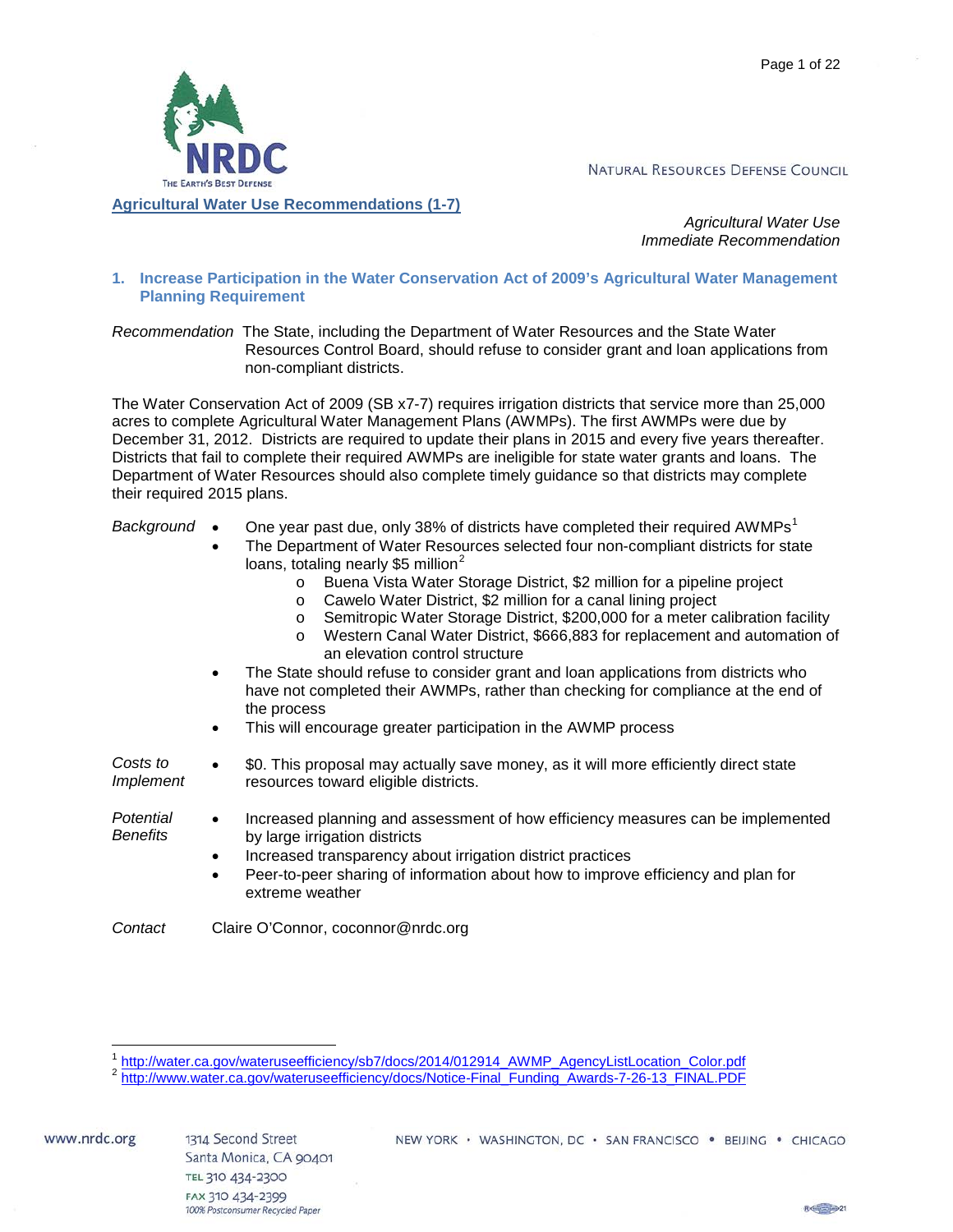NATURAL RESOURCES DEFENSE COUNCIL

## Agricultural Water Use Recommendations (1-7)

*Agricultural Water Use*
*Immediate Recommendation*

### 1. Increase Participation in the Water Conservation Act of 2009's Agricultural Water Management Planning Requirement

*Recommendation* The State, including the Department of Water Resources and the State Water Resources Control Board, should refuse to consider grant and loan applications from non-compliant districts.

The Water Conservation Act of 2009 (SB x7-7) requires irrigation districts that service more than 25,000 acres to complete Agricultural Water Management Plans (AWMPs). The first AWMPs were due by December 31, 2012. Districts are required to update their plans in 2015 and every five years thereafter. Districts that fail to complete their required AWMPs are ineligible for state water grants and loans. The Department of Water Resources should also complete timely guidance so that districts may complete their required 2015 plans.

*Background*

- One year past due, only 38% of districts have completed their required AWMPs[1]
- The Department of Water Resources selected four non-compliant districts for state loans, totaling nearly $5 million[2]
  - Buena Vista Water Storage District, $2 million for a pipeline project
  - Cawelo Water District, $2 million for a canal lining project
  - Semitropic Water Storage District, $200,000 for a meter calibration facility
  - Western Canal Water District, $666,883 for replacement and automation of an elevation control structure
- The State should refuse to consider grant and loan applications from districts who have not completed their AWMPs, rather than checking for compliance at the end of the process
- This will encourage greater participation in the AWMP process

*Costs to Implement*

- $0. This proposal may actually save money, as it will more efficiently direct state resources toward eligible districts.

*Potential Benefits*

- Increased planning and assessment of how efficiency measures can be implemented by large irrigation districts
- Increased transparency about irrigation district practices
- Peer-to-peer sharing of information about how to improve efficiency and plan for extreme weather

*Contact* Claire O'Connor, coconnor@nrdc.org

---

[1] http://water.ca.gov/wateruseefficiency/sb7/docs/2014/012914_AWMP_AgencyListLocation_Color.pdf
[2] http://www.water.ca.gov/wateruseefficiency/docs/Notice-Final_Funding_Awards-7-26-13_FINAL.PDF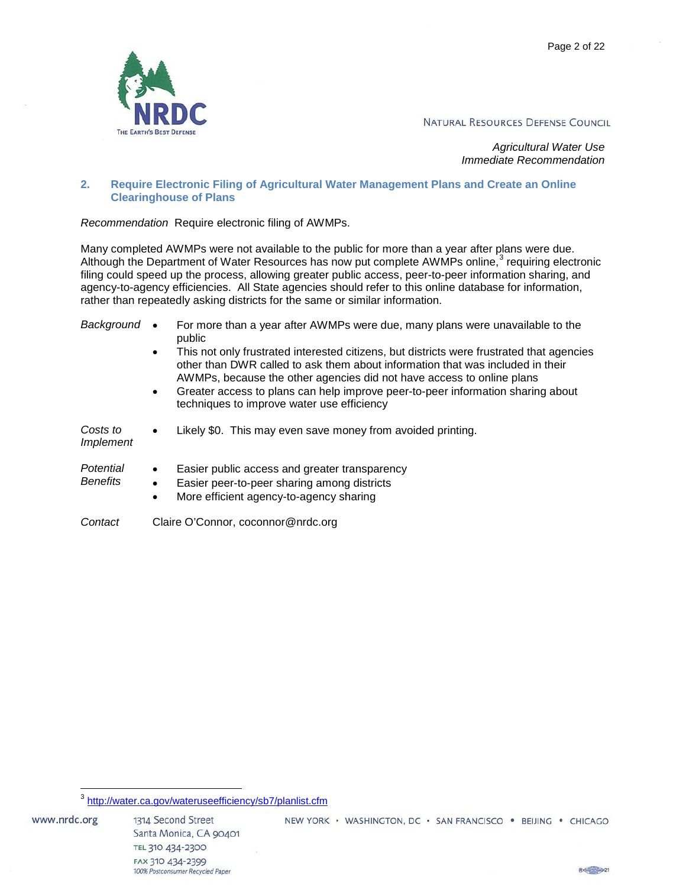NATURAL RESOURCES DEFENSE COUNCIL

*Agricultural Water Use*
*Immediate Recommendation*

## 2. Require Electronic Filing of Agricultural Water Management Plans and Create an Online Clearinghouse of Plans

*Recommendation* Require electronic filing of AWMPs.

Many completed AWMPs were not available to the public for more than a year after plans were due. Although the Department of Water Resources has now put complete AWMPs online,[3] requiring electronic filing could speed up the process, allowing greater public access, peer-to-peer information sharing, and agency-to-agency efficiencies. All State agencies should refer to this online database for information, rather than repeatedly asking districts for the same or similar information.

*Background*

- For more than a year after AWMPs were due, many plans were unavailable to the public
- This not only frustrated interested citizens, but districts were frustrated that agencies other than DWR called to ask them about information that was included in their AWMPs, because the other agencies did not have access to online plans
- Greater access to plans can help improve peer-to-peer information sharing about techniques to improve water use efficiency

*Costs to Implement*

- Likely $0. This may even save money from avoided printing.

*Potential Benefits*

- Easier public access and greater transparency
- Easier peer-to-peer sharing among districts
- More efficient agency-to-agency sharing

*Contact* Claire O'Connor, coconnor@nrdc.org

[3] http://water.ca.gov/wateruseefficiency/sb7/planlist.cfm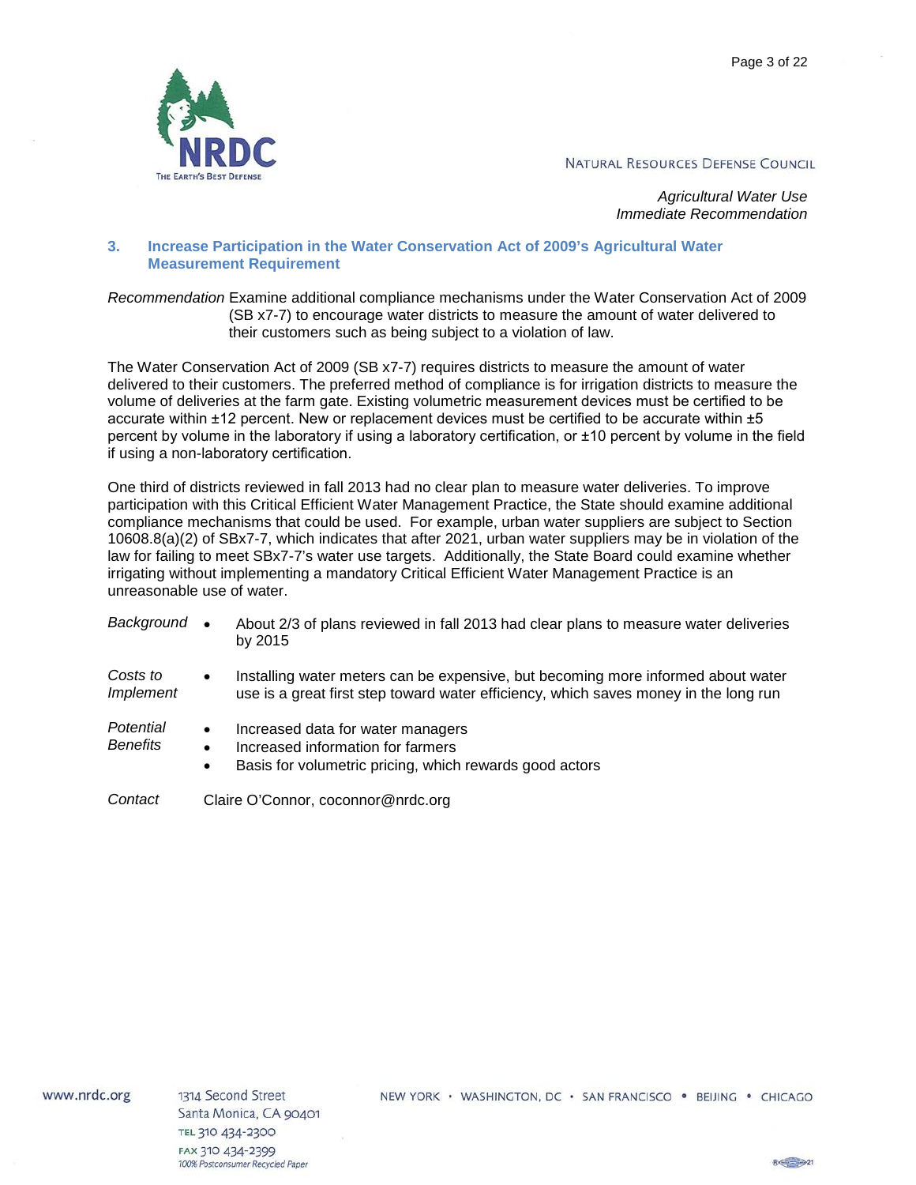*Agricultural Water Use*
*Immediate Recommendation*

## 3. Increase Participation in the Water Conservation Act of 2009's Agricultural Water Measurement Requirement

*Recommendation* Examine additional compliance mechanisms under the Water Conservation Act of 2009 (SB x7-7) to encourage water districts to measure the amount of water delivered to their customers such as being subject to a violation of law.

The Water Conservation Act of 2009 (SB x7-7) requires districts to measure the amount of water delivered to their customers. The preferred method of compliance is for irrigation districts to measure the volume of deliveries at the farm gate. Existing volumetric measurement devices must be certified to be accurate within ±12 percent. New or replacement devices must be certified to be accurate within ±5 percent by volume in the laboratory if using a laboratory certification, or ±10 percent by volume in the field if using a non-laboratory certification.

One third of districts reviewed in fall 2013 had no clear plan to measure water deliveries. To improve participation with this Critical Efficient Water Management Practice, the State should examine additional compliance mechanisms that could be used. For example, urban water suppliers are subject to Section 10608.8(a)(2) of SBx7-7, which indicates that after 2021, urban water suppliers may be in violation of the law for failing to meet SBx7-7's water use targets. Additionally, the State Board could examine whether irrigating without implementing a mandatory Critical Efficient Water Management Practice is an unreasonable use of water.

*Background*
- About 2/3 of plans reviewed in fall 2013 had clear plans to measure water deliveries by 2015

*Costs to Implement*
- Installing water meters can be expensive, but becoming more informed about water use is a great first step toward water efficiency, which saves money in the long run

*Potential Benefits*
- Increased data for water managers
- Increased information for farmers
- Basis for volumetric pricing, which rewards good actors

*Contact* Claire O'Connor, coconnor@nrdc.org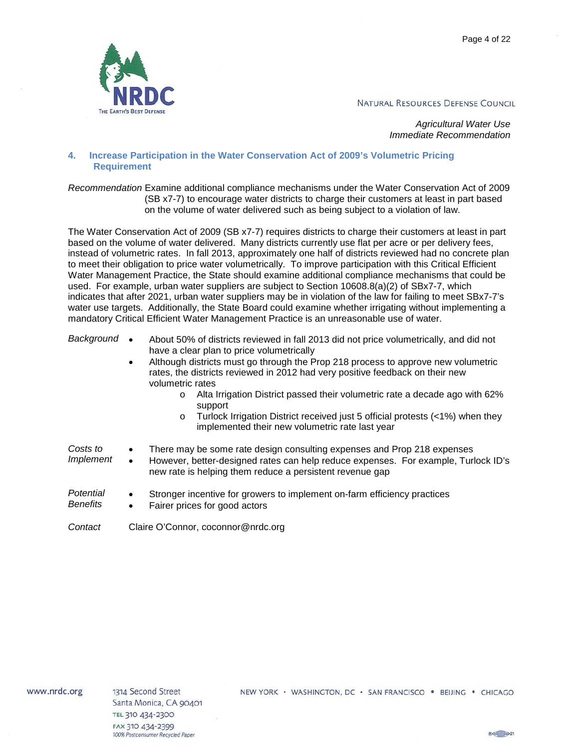NATURAL RESOURCES DEFENSE COUNCIL

*Agricultural Water Use*
*Immediate Recommendation*

### 4. Increase Participation in the Water Conservation Act of 2009's Volumetric Pricing Requirement

*Recommendation* Examine additional compliance mechanisms under the Water Conservation Act of 2009 (SB x7-7) to encourage water districts to charge their customers at least in part based on the volume of water delivered such as being subject to a violation of law.

The Water Conservation Act of 2009 (SB x7-7) requires districts to charge their customers at least in part based on the volume of water delivered. Many districts currently use flat per acre or per delivery fees, instead of volumetric rates. In fall 2013, approximately one half of districts reviewed had no concrete plan to meet their obligation to price water volumetrically. To improve participation with this Critical Efficient Water Management Practice, the State should examine additional compliance mechanisms that could be used. For example, urban water suppliers are subject to Section 10608.8(a)(2) of SBx7-7, which indicates that after 2021, urban water suppliers may be in violation of the law for failing to meet SBx7-7's water use targets. Additionally, the State Board could examine whether irrigating without implementing a mandatory Critical Efficient Water Management Practice is an unreasonable use of water.

*Background*

- About 50% of districts reviewed in fall 2013 did not price volumetrically, and did not have a clear plan to price volumetrically
- Although districts must go through the Prop 218 process to approve new volumetric rates, the districts reviewed in 2012 had very positive feedback on their new volumetric rates
  - Alta Irrigation District passed their volumetric rate a decade ago with 62% support
  - Turlock Irrigation District received just 5 official protests (<1%) when they implemented their new volumetric rate last year

*Costs to Implement*

- There may be some rate design consulting expenses and Prop 218 expenses
- However, better-designed rates can help reduce expenses. For example, Turlock ID's new rate is helping them reduce a persistent revenue gap

*Potential Benefits*

- Stronger incentive for growers to implement on-farm efficiency practices
- Fairer prices for good actors

*Contact* Claire O'Connor, coconnor@nrdc.org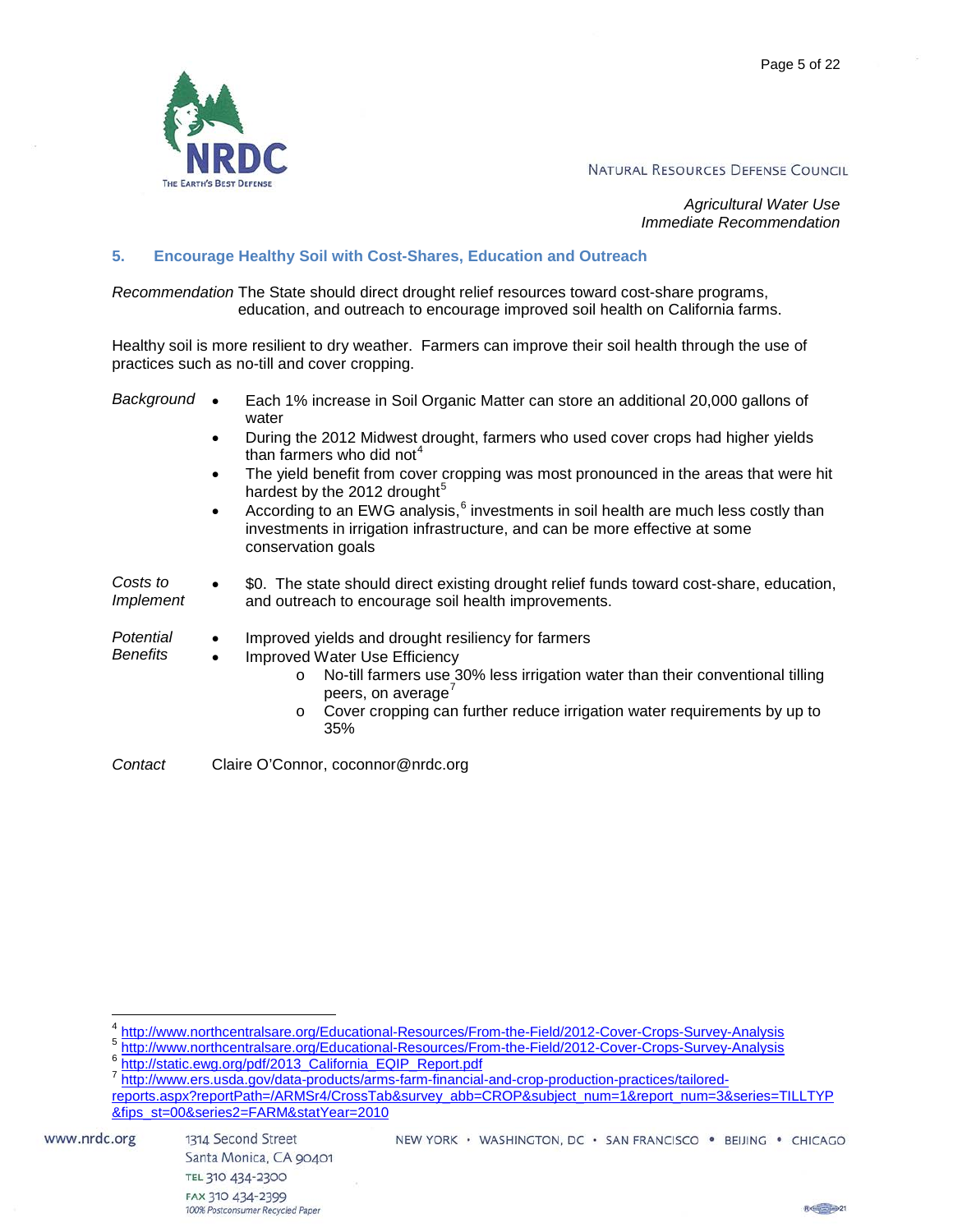*Agricultural Water Use*
*Immediate Recommendation*

### 5. Encourage Healthy Soil with Cost-Shares, Education and Outreach

*Recommendation* The State should direct drought relief resources toward cost-share programs, education, and outreach to encourage improved soil health on California farms.

Healthy soil is more resilient to dry weather. Farmers can improve their soil health through the use of practices such as no-till and cover cropping.

*Background*

- Each 1% increase in Soil Organic Matter can store an additional 20,000 gallons of water
- During the 2012 Midwest drought, farmers who used cover crops had higher yields than farmers who did not[4]
- The yield benefit from cover cropping was most pronounced in the areas that were hit hardest by the 2012 drought[5]
- According to an EWG analysis,[6] investments in soil health are much less costly than investments in irrigation infrastructure, and can be more effective at some conservation goals

*Costs to Implement*

- $0. The state should direct existing drought relief funds toward cost-share, education, and outreach to encourage soil health improvements.

*Potential Benefits*

- Improved yields and drought resiliency for farmers
- Improved Water Use Efficiency
  - No-till farmers use 30% less irrigation water than their conventional tilling peers, on average[7]
  - Cover cropping can further reduce irrigation water requirements by up to 35%

*Contact* Claire O'Connor, coconnor@nrdc.org

---

[4] http://www.northcentralsare.org/Educational-Resources/From-the-Field/2012-Cover-Crops-Survey-Analysis

[5] http://www.northcentralsare.org/Educational-Resources/From-the-Field/2012-Cover-Crops-Survey-Analysis

[6] http://static.ewg.org/pdf/2013_California_EQIP_Report.pdf

[7] http://www.ers.usda.gov/data-products/arms-farm-financial-and-crop-production-practices/tailored-reports.aspx?reportPath=/ARMSr4/CrossTab&survey_abb=CROP&subject_num=1&report_num=3&series=TILLTYP&fips_st=00&series2=FARM&statYear=2010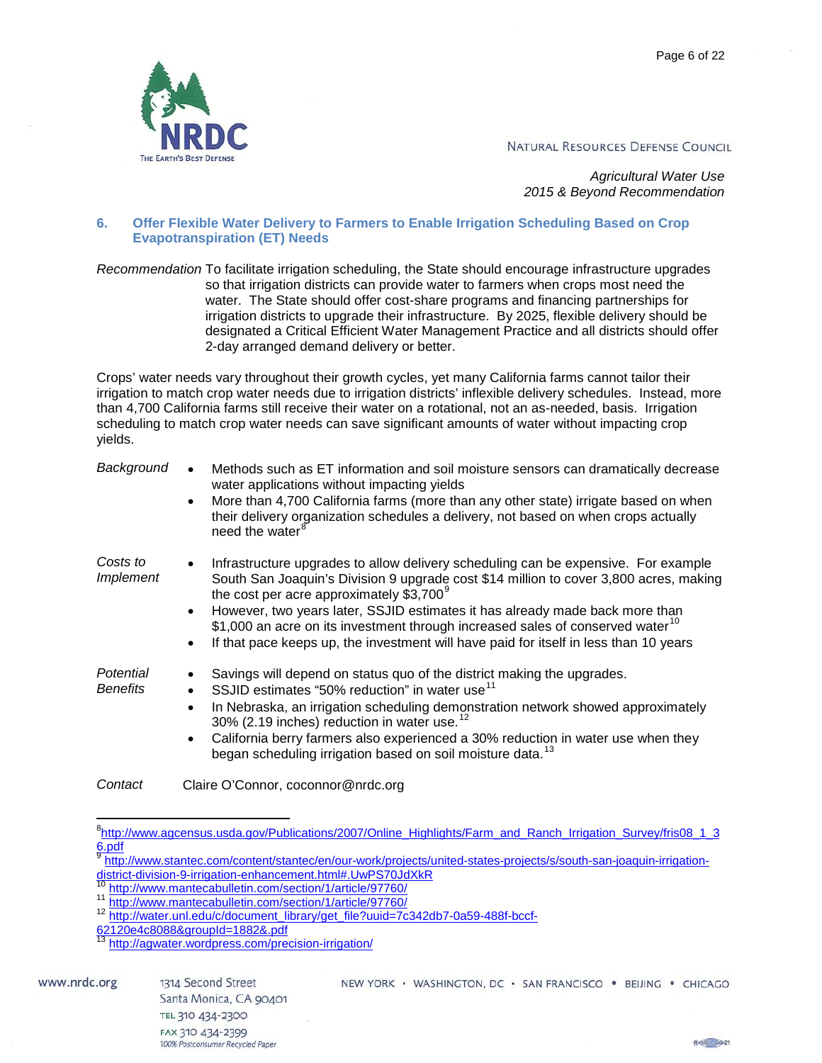## 6. Offer Flexible Water Delivery to Farmers to Enable Irrigation Scheduling Based on Crop Evapotranspiration (ET) Needs

*Recommendation* To facilitate irrigation scheduling, the State should encourage infrastructure upgrades so that irrigation districts can provide water to farmers when crops most need the water. The State should offer cost-share programs and financing partnerships for irrigation districts to upgrade their infrastructure. By 2025, flexible delivery should be designated a Critical Efficient Water Management Practice and all districts should offer 2-day arranged demand delivery or better.

Crops' water needs vary throughout their growth cycles, yet many California farms cannot tailor their irrigation to match crop water needs due to irrigation districts' inflexible delivery schedules. Instead, more than 4,700 California farms still receive their water on a rotational, not an as-needed, basis. Irrigation scheduling to match crop water needs can save significant amounts of water without impacting crop yields.

*Background*

- Methods such as ET information and soil moisture sensors can dramatically decrease water applications without impacting yields
- More than 4,700 California farms (more than any other state) irrigate based on when their delivery organization schedules a delivery, not based on when crops actually need the water[8]

*Costs to Implement*

- Infrastructure upgrades to allow delivery scheduling can be expensive. For example South San Joaquin's Division 9 upgrade cost $14 million to cover 3,800 acres, making the cost per acre approximately $3,700[9]
- However, two years later, SSJID estimates it has already made back more than $1,000 an acre on its investment through increased sales of conserved water[10]
- If that pace keeps up, the investment will have paid for itself in less than 10 years

*Potential Benefits*

- Savings will depend on status quo of the district making the upgrades.
- SSJID estimates "50% reduction" in water use[11]
- In Nebraska, an irrigation scheduling demonstration network showed approximately 30% (2.19 inches) reduction in water use.[12]
- California berry farmers also experienced a 30% reduction in water use when they began scheduling irrigation based on soil moisture data.[13]

*Contact* Claire O'Connor, coconnor@nrdc.org

---

[8] http://www.agcensus.usda.gov/Publications/2007/Online_Highlights/Farm_and_Ranch_Irrigation_Survey/fris08_1_36.pdf

[9] http://www.stantec.com/content/stantec/en/our-work/projects/united-states-projects/s/south-san-joaquin-irrigation-district-division-9-irrigation-enhancement.html#.UwPS70JdXkR

[10] http://www.mantecabulletin.com/section/1/article/97760/

[11] http://www.mantecabulletin.com/section/1/article/97760/

[12] http://water.unl.edu/c/document_library/get_file?uuid=7c342db7-0a59-488f-bccf-62120e4c8088&groupId=1882&.pdf

[13] http://agwater.wordpress.com/precision-irrigation/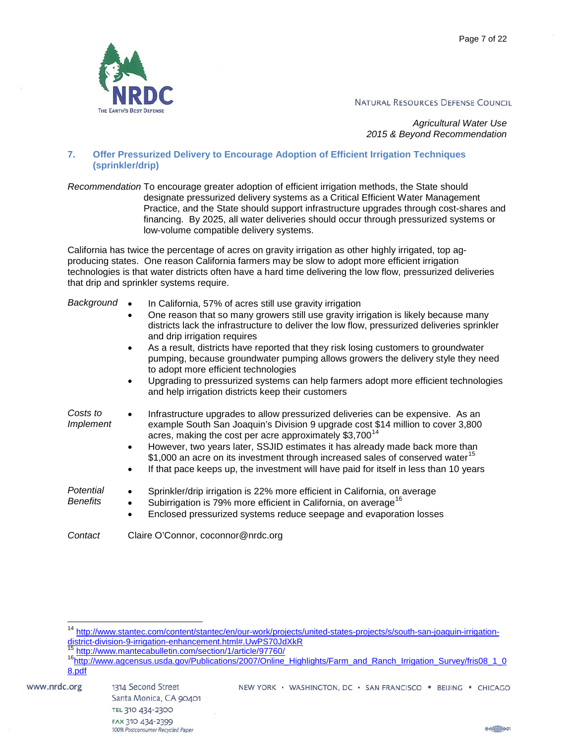## 7. Offer Pressurized Delivery to Encourage Adoption of Efficient Irrigation Techniques (sprinkler/drip)

*Recommendation* To encourage greater adoption of efficient irrigation methods, the State should designate pressurized delivery systems as a Critical Efficient Water Management Practice, and the State should support infrastructure upgrades through cost-shares and financing. By 2025, all water deliveries should occur through pressurized systems or low-volume compatible delivery systems.

California has twice the percentage of acres on gravity irrigation as other highly irrigated, top ag-producing states. One reason California farmers may be slow to adopt more efficient irrigation technologies is that water districts often have a hard time delivering the low flow, pressurized deliveries that drip and sprinkler systems require.

*Background*

- In California, 57% of acres still use gravity irrigation
- One reason that so many growers still use gravity irrigation is likely because many districts lack the infrastructure to deliver the low flow, pressurized deliveries sprinkler and drip irrigation requires
- As a result, districts have reported that they risk losing customers to groundwater pumping, because groundwater pumping allows growers the delivery style they need to adopt more efficient technologies
- Upgrading to pressurized systems can help farmers adopt more efficient technologies and help irrigation districts keep their customers

*Costs to Implement*

- Infrastructure upgrades to allow pressurized deliveries can be expensive. As an example South San Joaquin's Division 9 upgrade cost $14 million to cover 3,800 acres, making the cost per acre approximately $3,700[14]
- However, two years later, SSJID estimates it has already made back more than $1,000 an acre on its investment through increased sales of conserved water[15]
- If that pace keeps up, the investment will have paid for itself in less than 10 years

*Potential Benefits*

- Sprinkler/drip irrigation is 22% more efficient in California, on average
- Subirrigation is 79% more efficient in California, on average[16]
- Enclosed pressurized systems reduce seepage and evaporation losses

*Contact* Claire O'Connor, coconnor@nrdc.org

---

[14] http://www.stantec.com/content/stantec/en/our-work/projects/united-states-projects/s/south-san-joaquin-irrigation-district-division-9-irrigation-enhancement.html#.UwPS70JdXkR

[15] http://www.mantecabulletin.com/section/1/article/97760/

[16] http://www.agcensus.usda.gov/Publications/2007/Online_Highlights/Farm_and_Ranch_Irrigation_Survey/fris08_1_08.pdf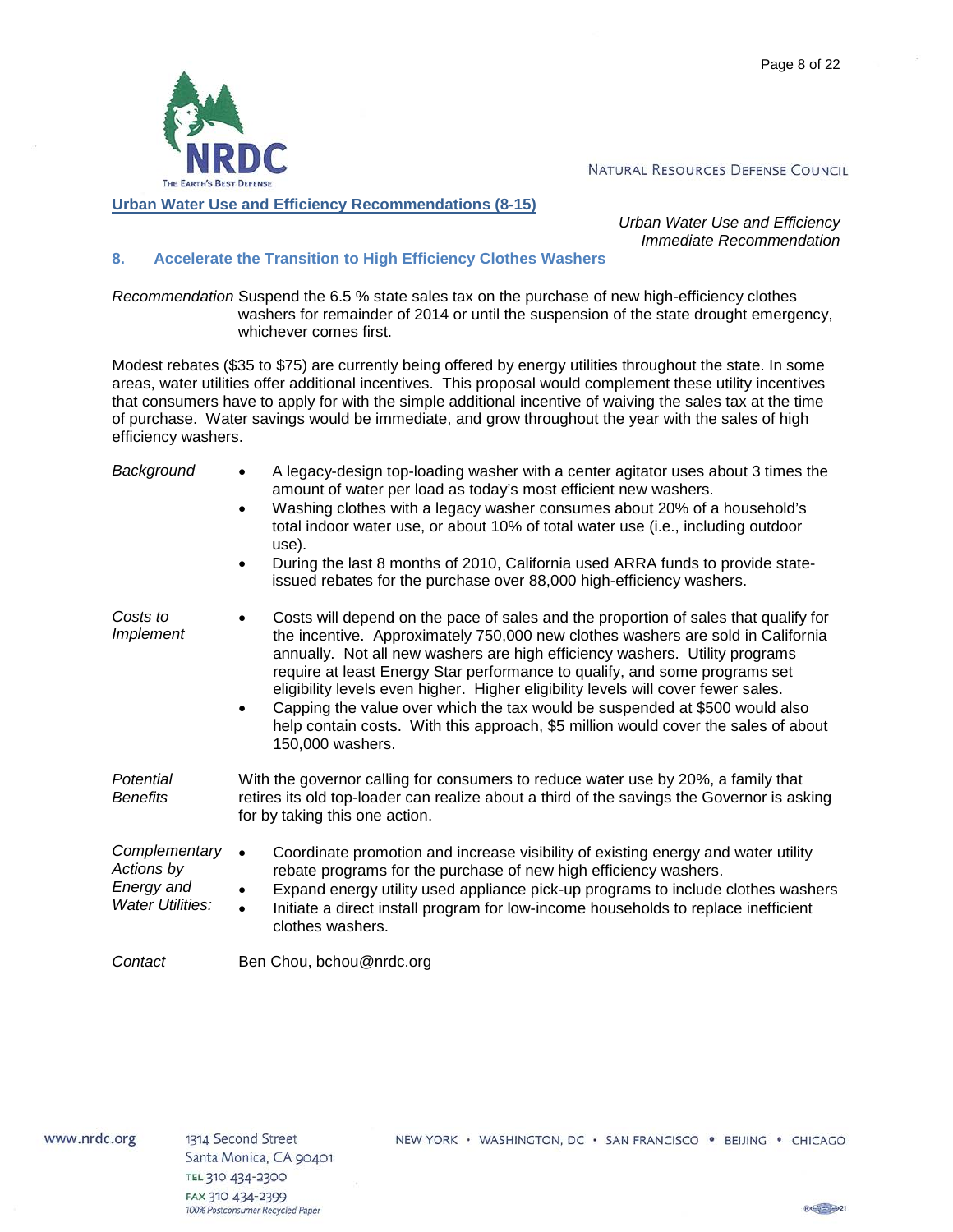## Urban Water Use and Efficiency Recommendations (8-15)

*Urban Water Use and Efficiency*
*Immediate Recommendation*

### 8. Accelerate the Transition to High Efficiency Clothes Washers

*Recommendation* Suspend the 6.5 % state sales tax on the purchase of new high-efficiency clothes washers for remainder of 2014 or until the suspension of the state drought emergency, whichever comes first.

Modest rebates ($35 to $75) are currently being offered by energy utilities throughout the state. In some areas, water utilities offer additional incentives. This proposal would complement these utility incentives that consumers have to apply for with the simple additional incentive of waiving the sales tax at the time of purchase. Water savings would be immediate, and grow throughout the year with the sales of high efficiency washers.

*Background*

- A legacy-design top-loading washer with a center agitator uses about 3 times the amount of water per load as today's most efficient new washers.
- Washing clothes with a legacy washer consumes about 20% of a household's total indoor water use, or about 10% of total water use (i.e., including outdoor use).
- During the last 8 months of 2010, California used ARRA funds to provide state-issued rebates for the purchase over 88,000 high-efficiency washers.

*Costs to Implement*

- Costs will depend on the pace of sales and the proportion of sales that qualify for the incentive. Approximately 750,000 new clothes washers are sold in California annually. Not all new washers are high efficiency washers. Utility programs require at least Energy Star performance to qualify, and some programs set eligibility levels even higher. Higher eligibility levels will cover fewer sales.
- Capping the value over which the tax would be suspended at $500 would also help contain costs. With this approach, $5 million would cover the sales of about 150,000 washers.

*Potential Benefits* With the governor calling for consumers to reduce water use by 20%, a family that retires its old top-loader can realize about a third of the savings the Governor is asking for by taking this one action.

*Complementary Actions by Energy and Water Utilities:*

- Coordinate promotion and increase visibility of existing energy and water utility rebate programs for the purchase of new high efficiency washers.
- Expand energy utility used appliance pick-up programs to include clothes washers
- Initiate a direct install program for low-income households to replace inefficient clothes washers.

*Contact* Ben Chou, bchou@nrdc.org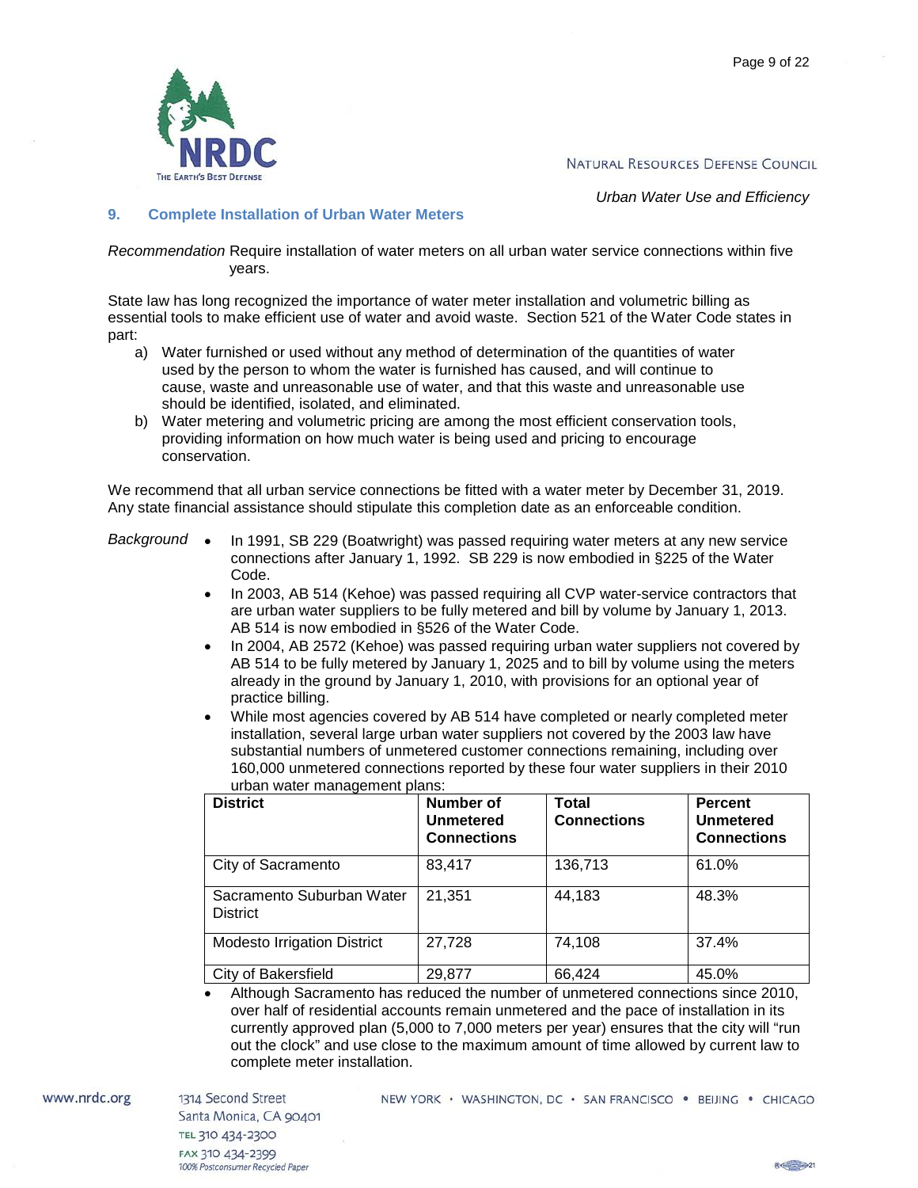## 9. Complete Installation of Urban Water Meters

*Recommendation* Require installation of water meters on all urban water service connections within five years.

State law has long recognized the importance of water meter installation and volumetric billing as essential tools to make efficient use of water and avoid waste. Section 521 of the Water Code states in part:

a) Water furnished or used without any method of determination of the quantities of water used by the person to whom the water is furnished has caused, and will continue to cause, waste and unreasonable use of water, and that this waste and unreasonable use should be identified, isolated, and eliminated.

b) Water metering and volumetric pricing are among the most efficient conservation tools, providing information on how much water is being used and pricing to encourage conservation.

We recommend that all urban service connections be fitted with a water meter by December 31, 2019. Any state financial assistance should stipulate this completion date as an enforceable condition.

*Background*

- In 1991, SB 229 (Boatwright) was passed requiring water meters at any new service connections after January 1, 1992. SB 229 is now embodied in §225 of the Water Code.
- In 2003, AB 514 (Kehoe) was passed requiring all CVP water-service contractors that are urban water suppliers to be fully metered and bill by volume by January 1, 2013. AB 514 is now embodied in §526 of the Water Code.
- In 2004, AB 2572 (Kehoe) was passed requiring urban water suppliers not covered by AB 514 to be fully metered by January 1, 2025 and to bill by volume using the meters already in the ground by January 1, 2010, with provisions for an optional year of practice billing.
- While most agencies covered by AB 514 have completed or nearly completed meter installation, several large urban water suppliers not covered by the 2003 law have substantial numbers of unmetered customer connections remaining, including over 160,000 unmetered connections reported by these four water suppliers in their 2010 urban water management plans:

| District | Number of Unmetered Connections | Total Connections | Percent Unmetered Connections |
|---|---|---|---|
| City of Sacramento | 83,417 | 136,713 | 61.0% |
| Sacramento Suburban Water District | 21,351 | 44,183 | 48.3% |
| Modesto Irrigation District | 27,728 | 74,108 | 37.4% |
| City of Bakersfield | 29,877 | 66,424 | 45.0% |

- Although Sacramento has reduced the number of unmetered connections since 2010, over half of residential accounts remain unmetered and the pace of installation in its currently approved plan (5,000 to 7,000 meters per year) ensures that the city will "run out the clock" and use close to the maximum amount of time allowed by current law to complete meter installation.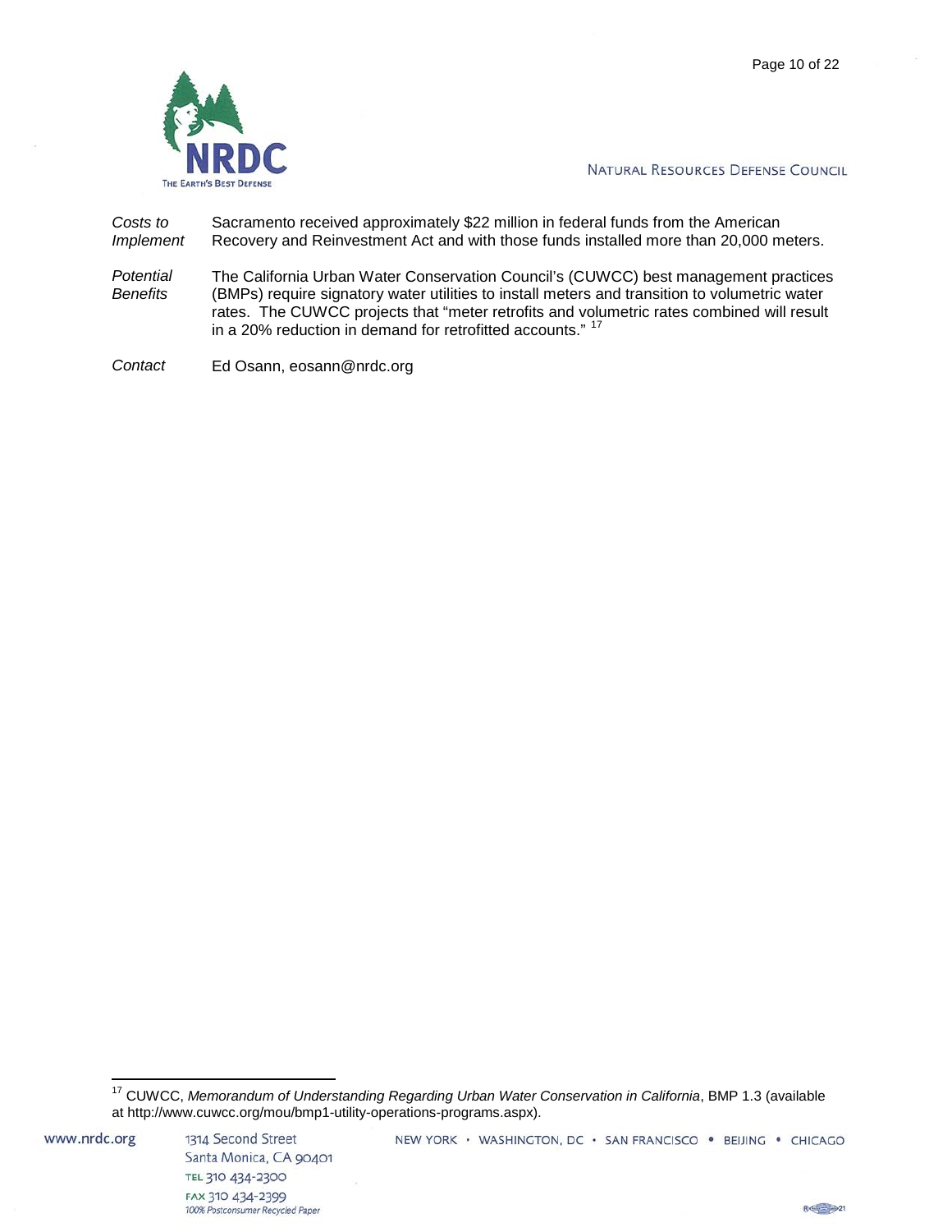*Costs to Implement* Sacramento received approximately $22 million in federal funds from the American Recovery and Reinvestment Act and with those funds installed more than 20,000 meters.

*Potential Benefits* The California Urban Water Conservation Council's (CUWCC) best management practices (BMPs) require signatory water utilities to install meters and transition to volumetric water rates. The CUWCC projects that "meter retrofits and volumetric rates combined will result in a 20% reduction in demand for retrofitted accounts." [17]

*Contact* Ed Osann, eosann@nrdc.org

---

[17] CUWCC, *Memorandum of Understanding Regarding Urban Water Conservation in California*, BMP 1.3 (available at http://www.cuwcc.org/mou/bmp1-utility-operations-programs.aspx).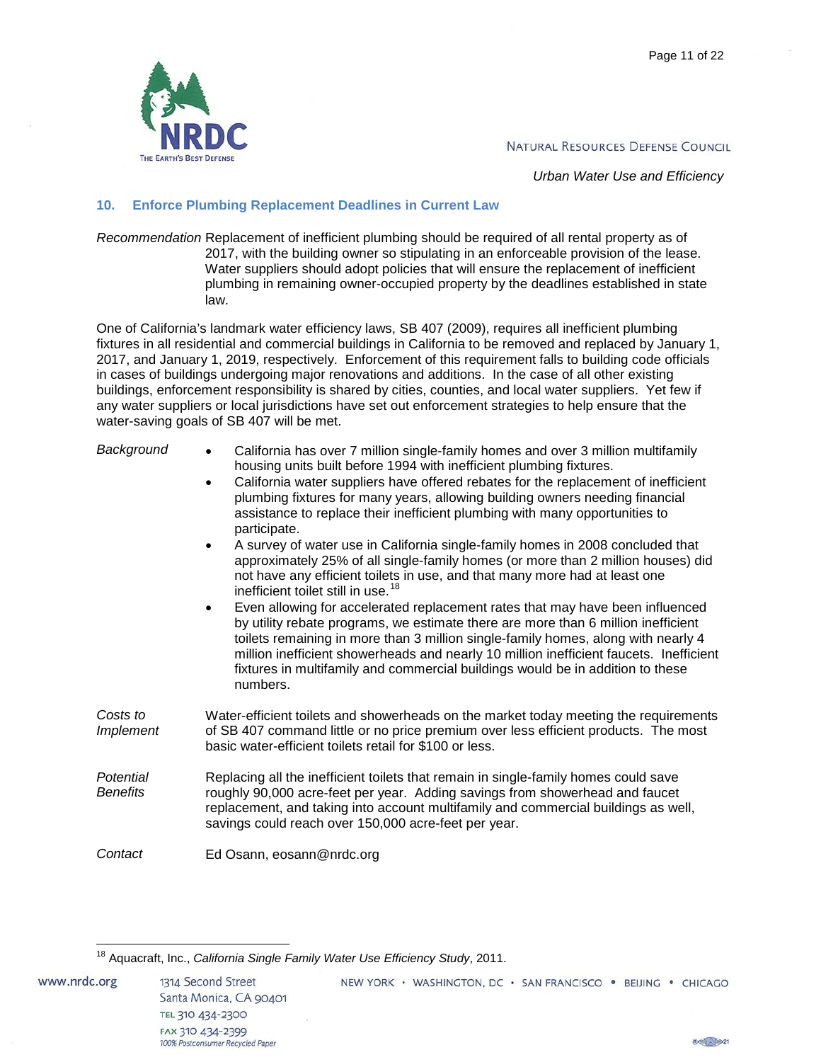## 10. Enforce Plumbing Replacement Deadlines in Current Law

*Recommendation* Replacement of inefficient plumbing should be required of all rental property as of 2017, with the building owner so stipulating in an enforceable provision of the lease. Water suppliers should adopt policies that will ensure the replacement of inefficient plumbing in remaining owner-occupied property by the deadlines established in state law.

One of California's landmark water efficiency laws, SB 407 (2009), requires all inefficient plumbing fixtures in all residential and commercial buildings in California to be removed and replaced by January 1, 2017, and January 1, 2019, respectively. Enforcement of this requirement falls to building code officials in cases of buildings undergoing major renovations and additions. In the case of all other existing buildings, enforcement responsibility is shared by cities, counties, and local water suppliers. Yet few if any water suppliers or local jurisdictions have set out enforcement strategies to help ensure that the water-saving goals of SB 407 will be met.

*Background*

- California has over 7 million single-family homes and over 3 million multifamily housing units built before 1994 with inefficient plumbing fixtures.
- California water suppliers have offered rebates for the replacement of inefficient plumbing fixtures for many years, allowing building owners needing financial assistance to replace their inefficient plumbing with many opportunities to participate.
- A survey of water use in California single-family homes in 2008 concluded that approximately 25% of all single-family homes (or more than 2 million houses) did not have any efficient toilets in use, and that many more had at least one inefficient toilet still in use.[18]
- Even allowing for accelerated replacement rates that may have been influenced by utility rebate programs, we estimate there are more than 6 million inefficient toilets remaining in more than 3 million single-family homes, along with nearly 4 million inefficient showerheads and nearly 10 million inefficient faucets. Inefficient fixtures in multifamily and commercial buildings would be in addition to these numbers.

*Costs to Implement* Water-efficient toilets and showerheads on the market today meeting the requirements of SB 407 command little or no price premium over less efficient products. The most basic water-efficient toilets retail for $100 or less.

*Potential Benefits* Replacing all the inefficient toilets that remain in single-family homes could save roughly 90,000 acre-feet per year. Adding savings from showerhead and faucet replacement, and taking into account multifamily and commercial buildings as well, savings could reach over 150,000 acre-feet per year.

*Contact* Ed Osann, eosann@nrdc.org

---

[18] Aquacraft, Inc., *California Single Family Water Use Efficiency Study*, 2011.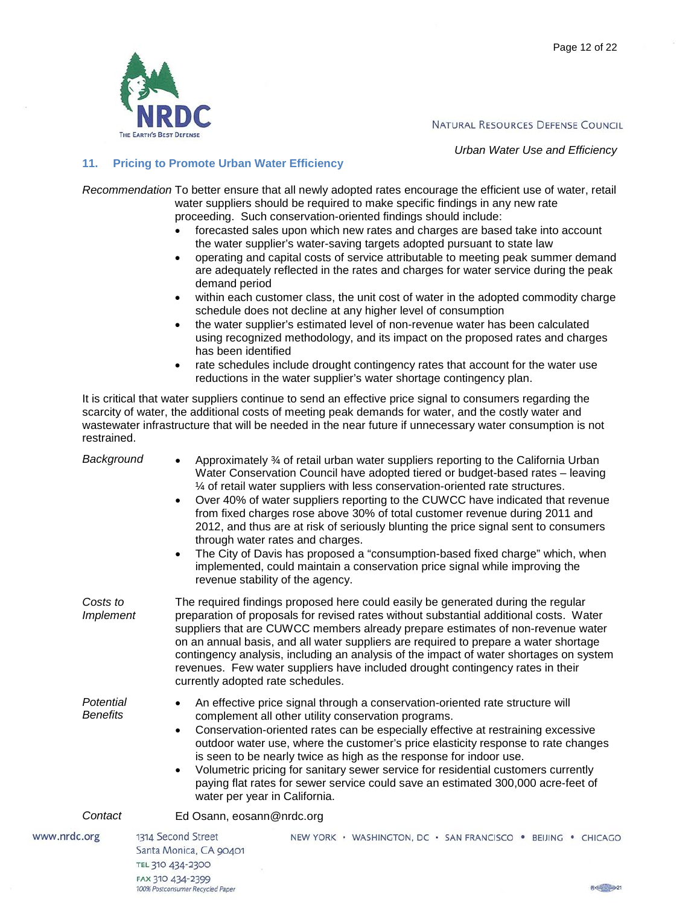## 11. Pricing to Promote Urban Water Efficiency

*Recommendation* To better ensure that all newly adopted rates encourage the efficient use of water, retail water suppliers should be required to make specific findings in any new rate proceeding. Such conservation-oriented findings should include:

- forecasted sales upon which new rates and charges are based take into account the water supplier's water-saving targets adopted pursuant to state law
- operating and capital costs of service attributable to meeting peak summer demand are adequately reflected in the rates and charges for water service during the peak demand period
- within each customer class, the unit cost of water in the adopted commodity charge schedule does not decline at any higher level of consumption
- the water supplier's estimated level of non-revenue water has been calculated using recognized methodology, and its impact on the proposed rates and charges has been identified
- rate schedules include drought contingency rates that account for the water use reductions in the water supplier's water shortage contingency plan.

It is critical that water suppliers continue to send an effective price signal to consumers regarding the scarcity of water, the additional costs of meeting peak demands for water, and the costly water and wastewater infrastructure that will be needed in the near future if unnecessary water consumption is not restrained.

*Background*

- Approximately ¾ of retail urban water suppliers reporting to the California Urban Water Conservation Council have adopted tiered or budget-based rates – leaving ¼ of retail water suppliers with less conservation-oriented rate structures.
- Over 40% of water suppliers reporting to the CUWCC have indicated that revenue from fixed charges rose above 30% of total customer revenue during 2011 and 2012, and thus are at risk of seriously blunting the price signal sent to consumers through water rates and charges.
- The City of Davis has proposed a "consumption-based fixed charge" which, when implemented, could maintain a conservation price signal while improving the revenue stability of the agency.

*Costs to Implement* The required findings proposed here could easily be generated during the regular preparation of proposals for revised rates without substantial additional costs. Water suppliers that are CUWCC members already prepare estimates of non-revenue water on an annual basis, and all water suppliers are required to prepare a water shortage contingency analysis, including an analysis of the impact of water shortages on system revenues. Few water suppliers have included drought contingency rates in their currently adopted rate schedules.

*Potential Benefits*

- An effective price signal through a conservation-oriented rate structure will complement all other utility conservation programs.
- Conservation-oriented rates can be especially effective at restraining excessive outdoor water use, where the customer's price elasticity response to rate changes is seen to be nearly twice as high as the response for indoor use.
- Volumetric pricing for sanitary sewer service for residential customers currently paying flat rates for sewer service could save an estimated 300,000 acre-feet of water per year in California.

*Contact* Ed Osann, eosann@nrdc.org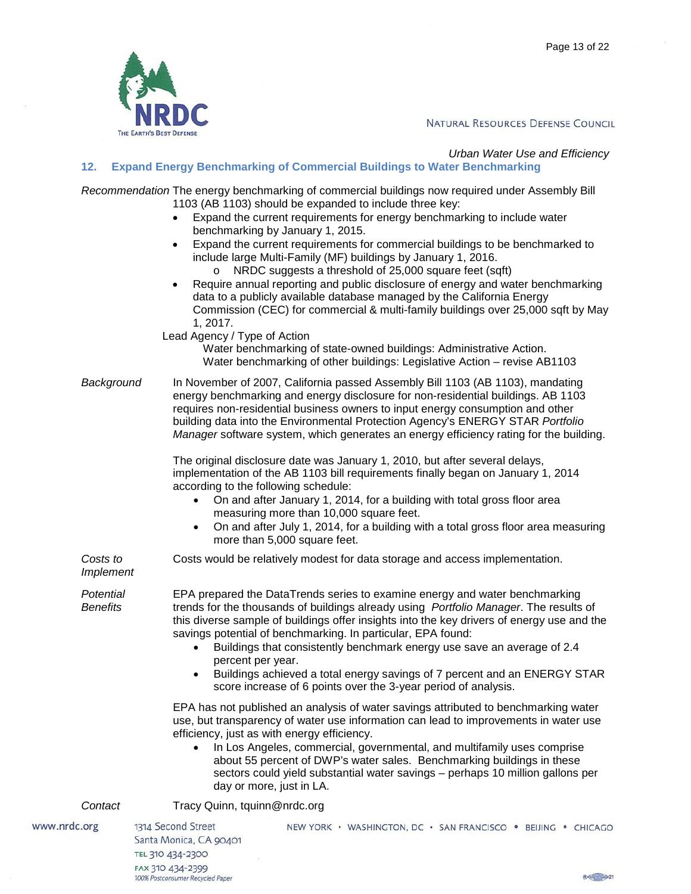*Urban Water Use and Efficiency*

## 12. Expand Energy Benchmarking of Commercial Buildings to Water Benchmarking

*Recommendation* The energy benchmarking of commercial buildings now required under Assembly Bill 1103 (AB 1103) should be expanded to include three key:

- Expand the current requirements for energy benchmarking to include water benchmarking by January 1, 2015.
- Expand the current requirements for commercial buildings to be benchmarked to include large Multi-Family (MF) buildings by January 1, 2016.
  - o NRDC suggests a threshold of 25,000 square feet (sqft)
- Require annual reporting and public disclosure of energy and water benchmarking data to a publicly available database managed by the California Energy Commission (CEC) for commercial & multi-family buildings over 25,000 sqft by May 1, 2017.

Lead Agency / Type of Action

Water benchmarking of state-owned buildings: Administrative Action.
Water benchmarking of other buildings: Legislative Action – revise AB1103

*Background*

In November of 2007, California passed Assembly Bill 1103 (AB 1103), mandating energy benchmarking and energy disclosure for non-residential buildings. AB 1103 requires non-residential business owners to input energy consumption and other building data into the Environmental Protection Agency's ENERGY STAR *Portfolio Manager* software system, which generates an energy efficiency rating for the building.

The original disclosure date was January 1, 2010, but after several delays, implementation of the AB 1103 bill requirements finally began on January 1, 2014 according to the following schedule:

- On and after January 1, 2014, for a building with total gross floor area measuring more than 10,000 square feet.
- On and after July 1, 2014, for a building with a total gross floor area measuring more than 5,000 square feet.

*Costs to Implement*

Costs would be relatively modest for data storage and access implementation.

*Potential Benefits*

EPA prepared the DataTrends series to examine energy and water benchmarking trends for the thousands of buildings already using *Portfolio Manager*. The results of this diverse sample of buildings offer insights into the key drivers of energy use and the savings potential of benchmarking. In particular, EPA found:

- Buildings that consistently benchmark energy use save an average of 2.4 percent per year.
- Buildings achieved a total energy savings of 7 percent and an ENERGY STAR score increase of 6 points over the 3-year period of analysis.

EPA has not published an analysis of water savings attributed to benchmarking water use, but transparency of water use information can lead to improvements in water use efficiency, just as with energy efficiency.

- In Los Angeles, commercial, governmental, and multifamily uses comprise about 55 percent of DWP's water sales. Benchmarking buildings in these sectors could yield substantial water savings – perhaps 10 million gallons per day or more, just in LA.

*Contact*

Tracy Quinn, tquinn@nrdc.org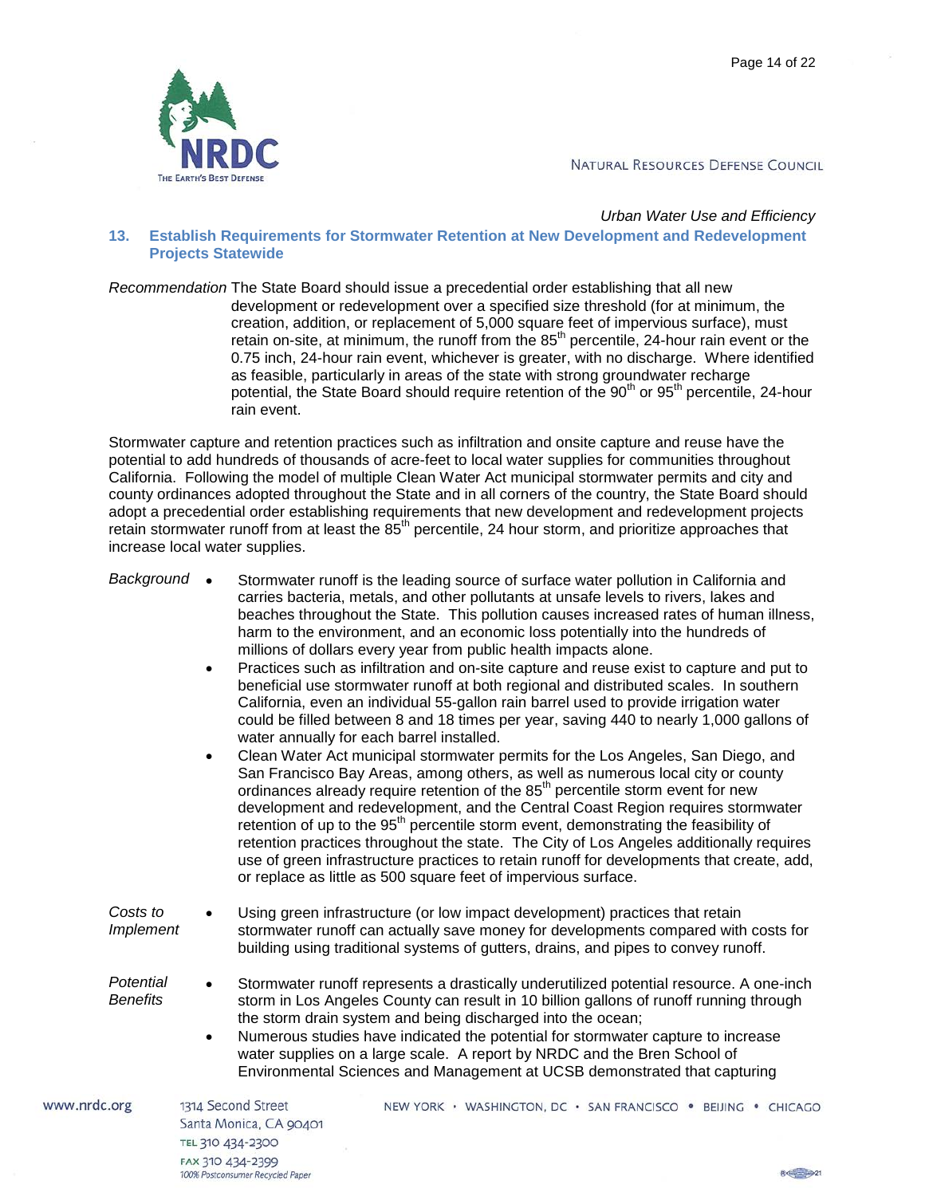*Urban Water Use and Efficiency*

### 13. Establish Requirements for Stormwater Retention at New Development and Redevelopment Projects Statewide

*Recommendation* The State Board should issue a precedential order establishing that all new development or redevelopment over a specified size threshold (for at minimum, the creation, addition, or replacement of 5,000 square feet of impervious surface), must retain on-site, at minimum, the runoff from the 85$^{th}$ percentile, 24-hour rain event or the 0.75 inch, 24-hour rain event, whichever is greater, with no discharge. Where identified as feasible, particularly in areas of the state with strong groundwater recharge potential, the State Board should require retention of the 90$^{th}$ or 95$^{th}$ percentile, 24-hour rain event.

Stormwater capture and retention practices such as infiltration and onsite capture and reuse have the potential to add hundreds of thousands of acre-feet to local water supplies for communities throughout California. Following the model of multiple Clean Water Act municipal stormwater permits and city and county ordinances adopted throughout the State and in all corners of the country, the State Board should adopt a precedential order establishing requirements that new development and redevelopment projects retain stormwater runoff from at least the 85$^{th}$ percentile, 24 hour storm, and prioritize approaches that increase local water supplies.

*Background*

- Stormwater runoff is the leading source of surface water pollution in California and carries bacteria, metals, and other pollutants at unsafe levels to rivers, lakes and beaches throughout the State. This pollution causes increased rates of human illness, harm to the environment, and an economic loss potentially into the hundreds of millions of dollars every year from public health impacts alone.
- Practices such as infiltration and on-site capture and reuse exist to capture and put to beneficial use stormwater runoff at both regional and distributed scales. In southern California, even an individual 55-gallon rain barrel used to provide irrigation water could be filled between 8 and 18 times per year, saving 440 to nearly 1,000 gallons of water annually for each barrel installed.
- Clean Water Act municipal stormwater permits for the Los Angeles, San Diego, and San Francisco Bay Areas, among others, as well as numerous local city or county ordinances already require retention of the 85$^{th}$ percentile storm event for new development and redevelopment, and the Central Coast Region requires stormwater retention of up to the 95$^{th}$ percentile storm event, demonstrating the feasibility of retention practices throughout the state. The City of Los Angeles additionally requires use of green infrastructure practices to retain runoff for developments that create, add, or replace as little as 500 square feet of impervious surface.

*Costs to Implement*

- Using green infrastructure (or low impact development) practices that retain stormwater runoff can actually save money for developments compared with costs for building using traditional systems of gutters, drains, and pipes to convey runoff.

*Potential Benefits*

- Stormwater runoff represents a drastically underutilized potential resource. A one-inch storm in Los Angeles County can result in 10 billion gallons of runoff running through the storm drain system and being discharged into the ocean;
- Numerous studies have indicated the potential for stormwater capture to increase water supplies on a large scale. A report by NRDC and the Bren School of Environmental Sciences and Management at UCSB demonstrated that capturing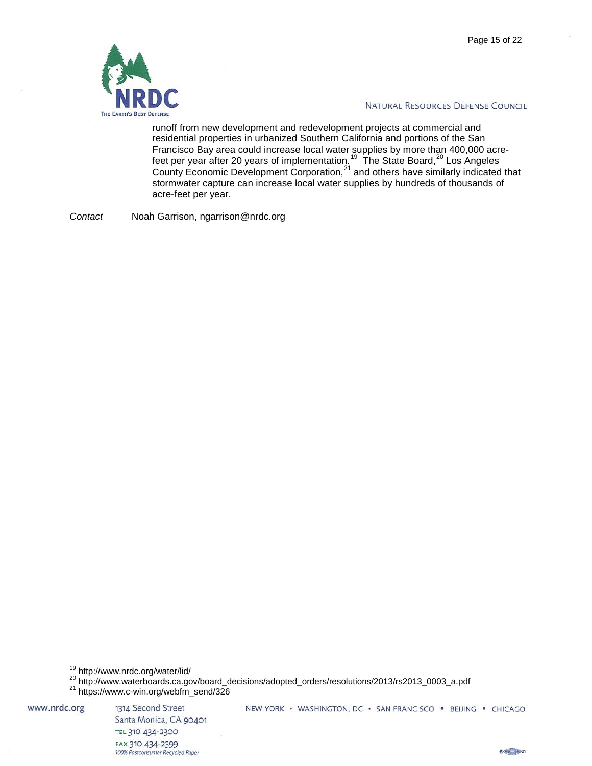runoff from new development and redevelopment projects at commercial and residential properties in urbanized Southern California and portions of the San Francisco Bay area could increase local water supplies by more than 400,000 acre-feet per year after 20 years of implementation.[19] The State Board,[20] Los Angeles County Economic Development Corporation,[21] and others have similarly indicated that stormwater capture can increase local water supplies by hundreds of thousands of acre-feet per year.

*Contact* Noah Garrison, ngarrison@nrdc.org

---

[19] http://www.nrdc.org/water/lid/

[20] http://www.waterboards.ca.gov/board_decisions/adopted_orders/resolutions/2013/rs2013_0003_a.pdf

[21] https://www.c-win.org/webfm_send/326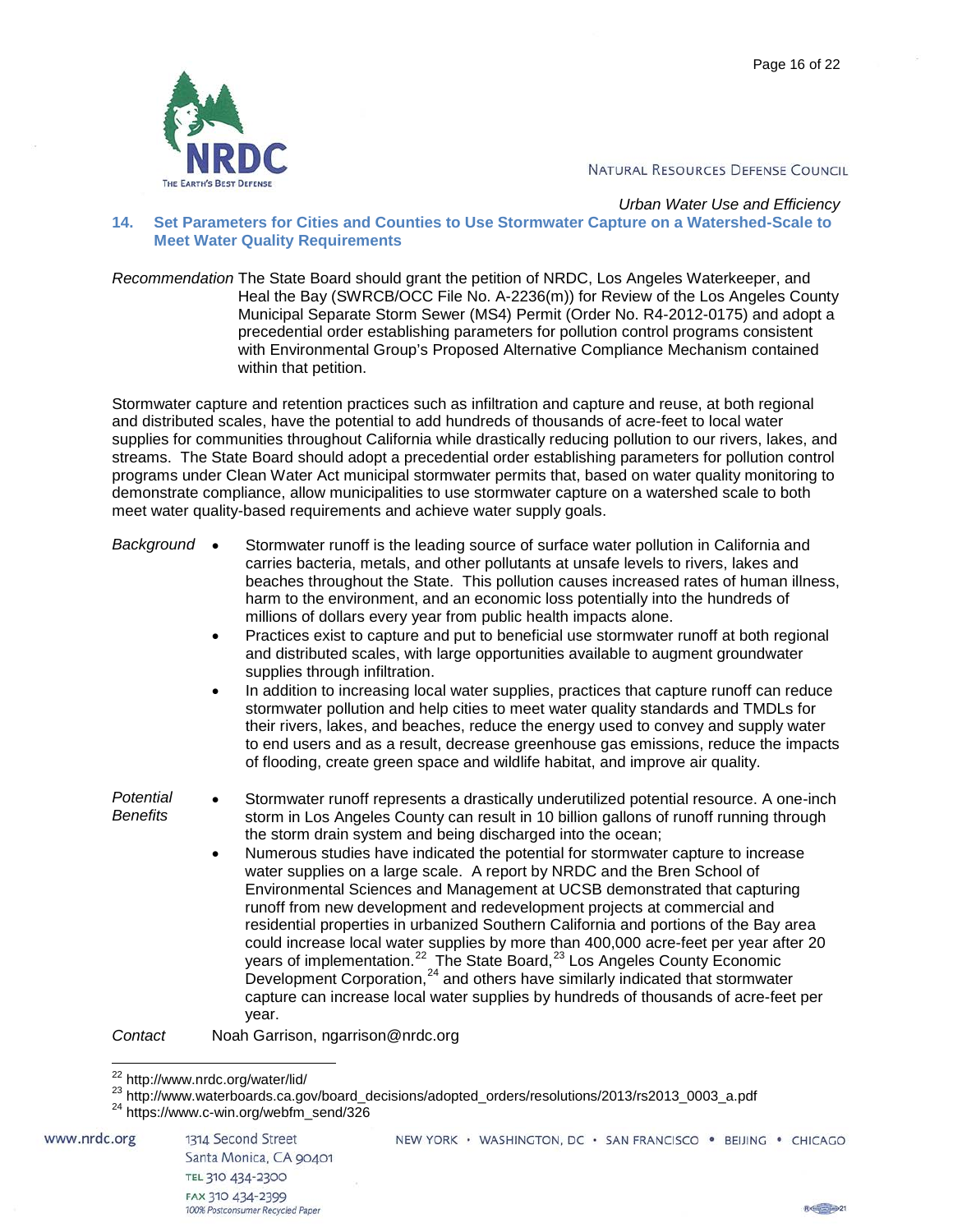*Urban Water Use and Efficiency*

## 14. Set Parameters for Cities and Counties to Use Stormwater Capture on a Watershed-Scale to Meet Water Quality Requirements

*Recommendation* The State Board should grant the petition of NRDC, Los Angeles Waterkeeper, and Heal the Bay (SWRCB/OCC File No. A-2236(m)) for Review of the Los Angeles County Municipal Separate Storm Sewer (MS4) Permit (Order No. R4-2012-0175) and adopt a precedential order establishing parameters for pollution control programs consistent with Environmental Group's Proposed Alternative Compliance Mechanism contained within that petition.

Stormwater capture and retention practices such as infiltration and capture and reuse, at both regional and distributed scales, have the potential to add hundreds of thousands of acre-feet to local water supplies for communities throughout California while drastically reducing pollution to our rivers, lakes, and streams. The State Board should adopt a precedential order establishing parameters for pollution control programs under Clean Water Act municipal stormwater permits that, based on water quality monitoring to demonstrate compliance, allow municipalities to use stormwater capture on a watershed scale to both meet water quality-based requirements and achieve water supply goals.

*Background*

- Stormwater runoff is the leading source of surface water pollution in California and carries bacteria, metals, and other pollutants at unsafe levels to rivers, lakes and beaches throughout the State. This pollution causes increased rates of human illness, harm to the environment, and an economic loss potentially into the hundreds of millions of dollars every year from public health impacts alone.
- Practices exist to capture and put to beneficial use stormwater runoff at both regional and distributed scales, with large opportunities available to augment groundwater supplies through infiltration.
- In addition to increasing local water supplies, practices that capture runoff can reduce stormwater pollution and help cities to meet water quality standards and TMDLs for their rivers, lakes, and beaches, reduce the energy used to convey and supply water to end users and as a result, decrease greenhouse gas emissions, reduce the impacts of flooding, create green space and wildlife habitat, and improve air quality.

*Potential Benefits*

- Stormwater runoff represents a drastically underutilized potential resource. A one-inch storm in Los Angeles County can result in 10 billion gallons of runoff running through the storm drain system and being discharged into the ocean;
- Numerous studies have indicated the potential for stormwater capture to increase water supplies on a large scale. A report by NRDC and the Bren School of Environmental Sciences and Management at UCSB demonstrated that capturing runoff from new development and redevelopment projects at commercial and residential properties in urbanized Southern California and portions of the Bay area could increase local water supplies by more than 400,000 acre-feet per year after 20 years of implementation.[22] The State Board,[23] Los Angeles County Economic Development Corporation,[24] and others have similarly indicated that stormwater capture can increase local water supplies by hundreds of thousands of acre-feet per year.

*Contact* Noah Garrison, ngarrison@nrdc.org

---

[22] http://www.nrdc.org/water/lid/

[23] http://www.waterboards.ca.gov/board_decisions/adopted_orders/resolutions/2013/rs2013_0003_a.pdf

[24] https://www.c-win.org/webfm_send/326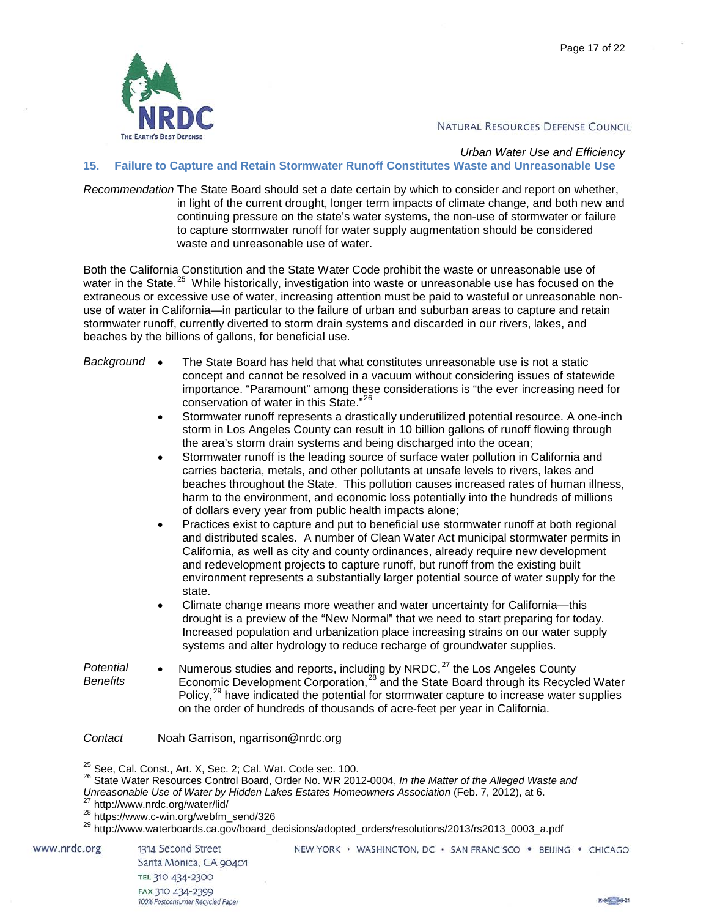*Urban Water Use and Efficiency*

## 15. Failure to Capture and Retain Stormwater Runoff Constitutes Waste and Unreasonable Use

*Recommendation* The State Board should set a date certain by which to consider and report on whether, in light of the current drought, longer term impacts of climate change, and both new and continuing pressure on the state's water systems, the non-use of stormwater or failure to capture stormwater runoff for water supply augmentation should be considered waste and unreasonable use of water.

Both the California Constitution and the State Water Code prohibit the waste or unreasonable use of water in the State.[25] While historically, investigation into waste or unreasonable use has focused on the extraneous or excessive use of water, increasing attention must be paid to wasteful or unreasonable non-use of water in California—in particular to the failure of urban and suburban areas to capture and retain stormwater runoff, currently diverted to storm drain systems and discarded in our rivers, lakes, and beaches by the billions of gallons, for beneficial use.

*Background*

- The State Board has held that what constitutes unreasonable use is not a static concept and cannot be resolved in a vacuum without considering issues of statewide importance. "Paramount" among these considerations is "the ever increasing need for conservation of water in this State."[26]
- Stormwater runoff represents a drastically underutilized potential resource. A one-inch storm in Los Angeles County can result in 10 billion gallons of runoff flowing through the area's storm drain systems and being discharged into the ocean;
- Stormwater runoff is the leading source of surface water pollution in California and carries bacteria, metals, and other pollutants at unsafe levels to rivers, lakes and beaches throughout the State. This pollution causes increased rates of human illness, harm to the environment, and economic loss potentially into the hundreds of millions of dollars every year from public health impacts alone;
- Practices exist to capture and put to beneficial use stormwater runoff at both regional and distributed scales. A number of Clean Water Act municipal stormwater permits in California, as well as city and county ordinances, already require new development and redevelopment projects to capture runoff, but runoff from the existing built environment represents a substantially larger potential source of water supply for the state.
- Climate change means more weather and water uncertainty for California—this drought is a preview of the "New Normal" that we need to start preparing for today. Increased population and urbanization place increasing strains on our water supply systems and alter hydrology to reduce recharge of groundwater supplies.

*Potential Benefits*

- Numerous studies and reports, including by NRDC,[27] the Los Angeles County Economic Development Corporation,[28] and the State Board through its Recycled Water Policy,[29] have indicated the potential for stormwater capture to increase water supplies on the order of hundreds of thousands of acre-feet per year in California.

*Contact* Noah Garrison, ngarrison@nrdc.org

---

[25] See, Cal. Const., Art. X, Sec. 2; Cal. Wat. Code sec. 100.

[26] State Water Resources Control Board, Order No. WR 2012-0004, *In the Matter of the Alleged Waste and Unreasonable Use of Water by Hidden Lakes Estates Homeowners Association* (Feb. 7, 2012), at 6.

[27] http://www.nrdc.org/water/lid/

[28] https://www.c-win.org/webfm_send/326

[29] http://www.waterboards.ca.gov/board_decisions/adopted_orders/resolutions/2013/rs2013_0003_a.pdf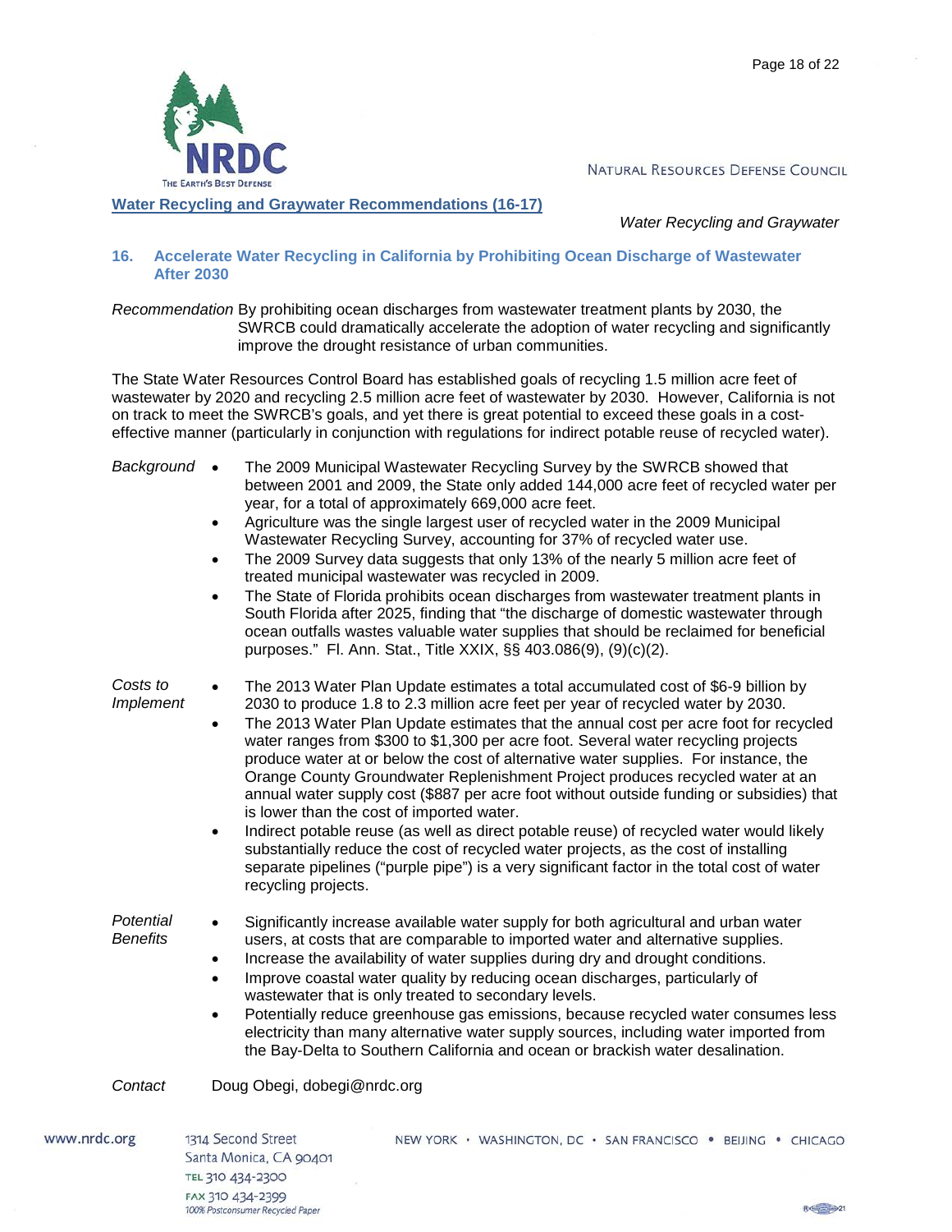## Water Recycling and Graywater Recommendations (16-17)

*Water Recycling and Graywater*

### 16. Accelerate Water Recycling in California by Prohibiting Ocean Discharge of Wastewater After 2030

*Recommendation* By prohibiting ocean discharges from wastewater treatment plants by 2030, the SWRCB could dramatically accelerate the adoption of water recycling and significantly improve the drought resistance of urban communities.

The State Water Resources Control Board has established goals of recycling 1.5 million acre feet of wastewater by 2020 and recycling 2.5 million acre feet of wastewater by 2030. However, California is not on track to meet the SWRCB's goals, and yet there is great potential to exceed these goals in a cost-effective manner (particularly in conjunction with regulations for indirect potable reuse of recycled water).

*Background*

- The 2009 Municipal Wastewater Recycling Survey by the SWRCB showed that between 2001 and 2009, the State only added 144,000 acre feet of recycled water per year, for a total of approximately 669,000 acre feet.
- Agriculture was the single largest user of recycled water in the 2009 Municipal Wastewater Recycling Survey, accounting for 37% of recycled water use.
- The 2009 Survey data suggests that only 13% of the nearly 5 million acre feet of treated municipal wastewater was recycled in 2009.
- The State of Florida prohibits ocean discharges from wastewater treatment plants in South Florida after 2025, finding that "the discharge of domestic wastewater through ocean outfalls wastes valuable water supplies that should be reclaimed for beneficial purposes." Fl. Ann. Stat., Title XXIX, §§ 403.086(9), (9)(c)(2).

*Costs to Implement*

- The 2013 Water Plan Update estimates a total accumulated cost of $6-9 billion by 2030 to produce 1.8 to 2.3 million acre feet per year of recycled water by 2030.
- The 2013 Water Plan Update estimates that the annual cost per acre foot for recycled water ranges from $300 to $1,300 per acre foot. Several water recycling projects produce water at or below the cost of alternative water supplies. For instance, the Orange County Groundwater Replenishment Project produces recycled water at an annual water supply cost ($887 per acre foot without outside funding or subsidies) that is lower than the cost of imported water.
- Indirect potable reuse (as well as direct potable reuse) of recycled water would likely substantially reduce the cost of recycled water projects, as the cost of installing separate pipelines ("purple pipe") is a very significant factor in the total cost of water recycling projects.

*Potential Benefits*

- Significantly increase available water supply for both agricultural and urban water users, at costs that are comparable to imported water and alternative supplies.
- Increase the availability of water supplies during dry and drought conditions.
- Improve coastal water quality by reducing ocean discharges, particularly of wastewater that is only treated to secondary levels.
- Potentially reduce greenhouse gas emissions, because recycled water consumes less electricity than many alternative water supply sources, including water imported from the Bay-Delta to Southern California and ocean or brackish water desalination.

*Contact* Doug Obegi, dobegi@nrdc.org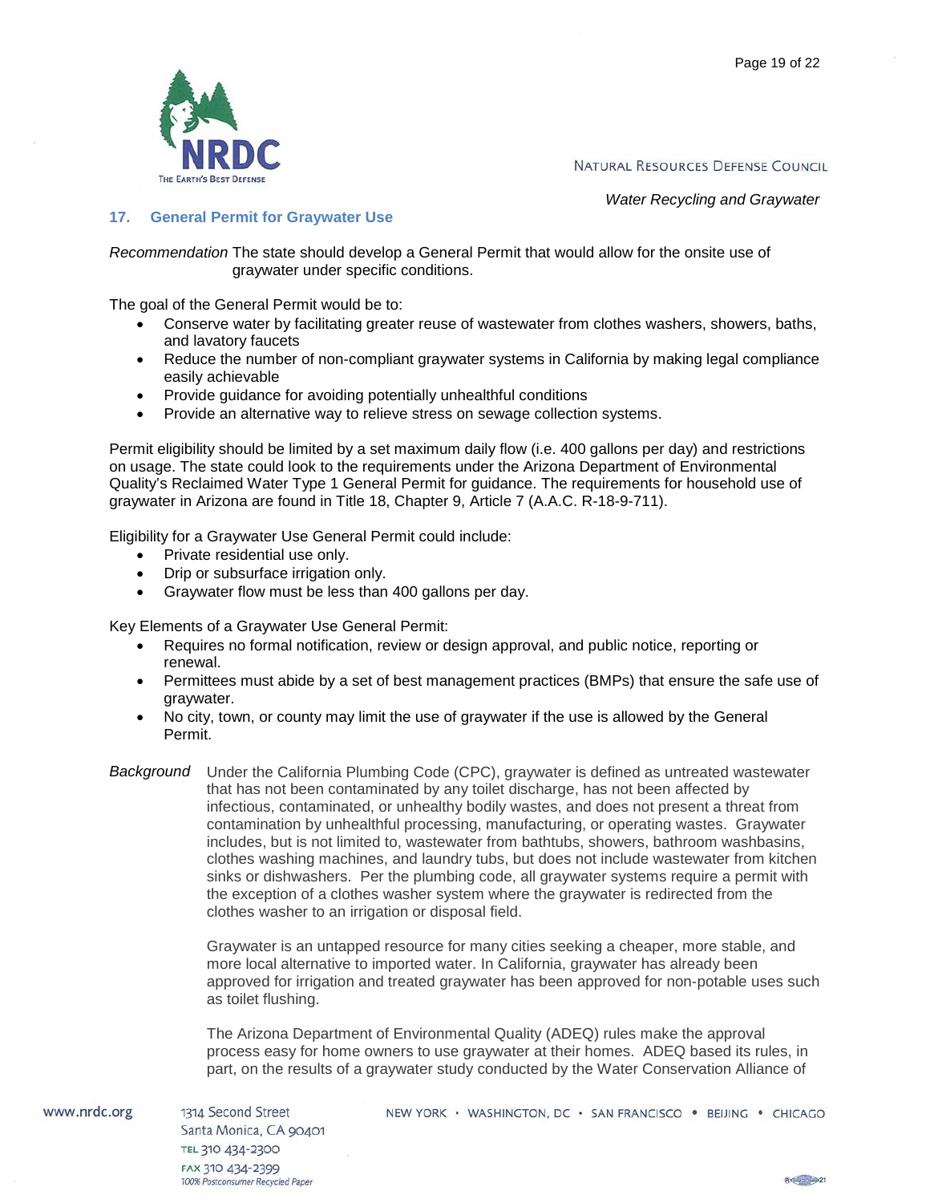## 17. General Permit for Graywater Use

*Recommendation* The state should develop a General Permit that would allow for the onsite use of graywater under specific conditions.

The goal of the General Permit would be to:

- Conserve water by facilitating greater reuse of wastewater from clothes washers, showers, baths, and lavatory faucets
- Reduce the number of non-compliant graywater systems in California by making legal compliance easily achievable
- Provide guidance for avoiding potentially unhealthful conditions
- Provide an alternative way to relieve stress on sewage collection systems.

Permit eligibility should be limited by a set maximum daily flow (i.e. 400 gallons per day) and restrictions on usage. The state could look to the requirements under the Arizona Department of Environmental Quality's Reclaimed Water Type 1 General Permit for guidance. The requirements for household use of graywater in Arizona are found in Title 18, Chapter 9, Article 7 (A.A.C. R-18-9-711).

Eligibility for a Graywater Use General Permit could include:

- Private residential use only.
- Drip or subsurface irrigation only.
- Graywater flow must be less than 400 gallons per day.

Key Elements of a Graywater Use General Permit:

- Requires no formal notification, review or design approval, and public notice, reporting or renewal.
- Permittees must abide by a set of best management practices (BMPs) that ensure the safe use of graywater.
- No city, town, or county may limit the use of graywater if the use is allowed by the General Permit.

*Background* Under the California Plumbing Code (CPC), graywater is defined as untreated wastewater that has not been contaminated by any toilet discharge, has not been affected by infectious, contaminated, or unhealthy bodily wastes, and does not present a threat from contamination by unhealthful processing, manufacturing, or operating wastes. Graywater includes, but is not limited to, wastewater from bathtubs, showers, bathroom washbasins, clothes washing machines, and laundry tubs, but does not include wastewater from kitchen sinks or dishwashers. Per the plumbing code, all graywater systems require a permit with the exception of a clothes washer system where the graywater is redirected from the clothes washer to an irrigation or disposal field.

Graywater is an untapped resource for many cities seeking a cheaper, more stable, and more local alternative to imported water. In California, graywater has already been approved for irrigation and treated graywater has been approved for non-potable uses such as toilet flushing.

The Arizona Department of Environmental Quality (ADEQ) rules make the approval process easy for home owners to use graywater at their homes. ADEQ based its rules, in part, on the results of a graywater study conducted by the Water Conservation Alliance of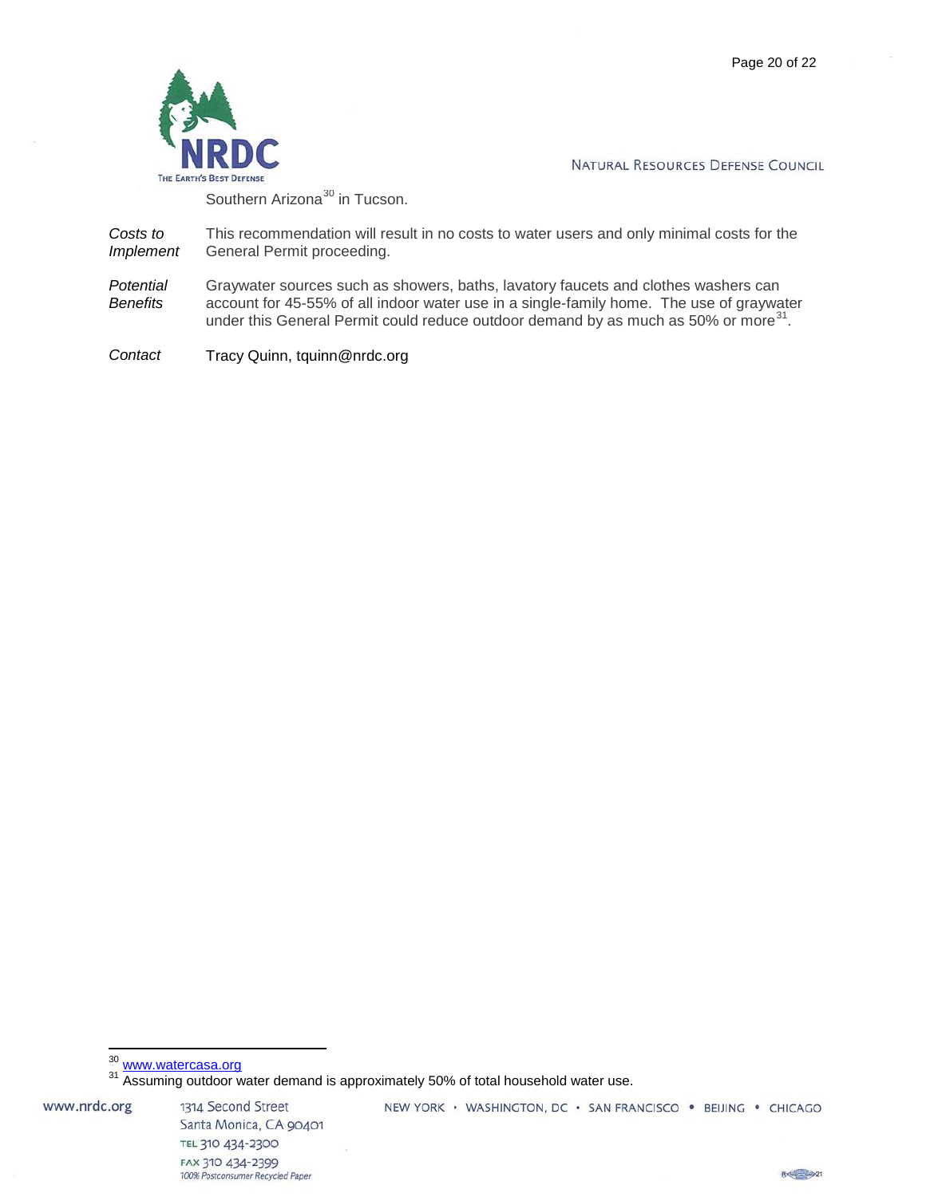Southern Arizona[30] in Tucson.

| | |
|---|---|
| *Costs to Implement* | This recommendation will result in no costs to water users and only minimal costs for the General Permit proceeding. |
| *Potential Benefits* | Graywater sources such as showers, baths, lavatory faucets and clothes washers can account for 45-55% of all indoor water use in a single-family home. The use of graywater under this General Permit could reduce outdoor demand by as much as 50% or more[31]. |
| *Contact* | Tracy Quinn, tquinn@nrdc.org |

---

[30] www.watercasa.org

[31] Assuming outdoor water demand is approximately 50% of total household water use.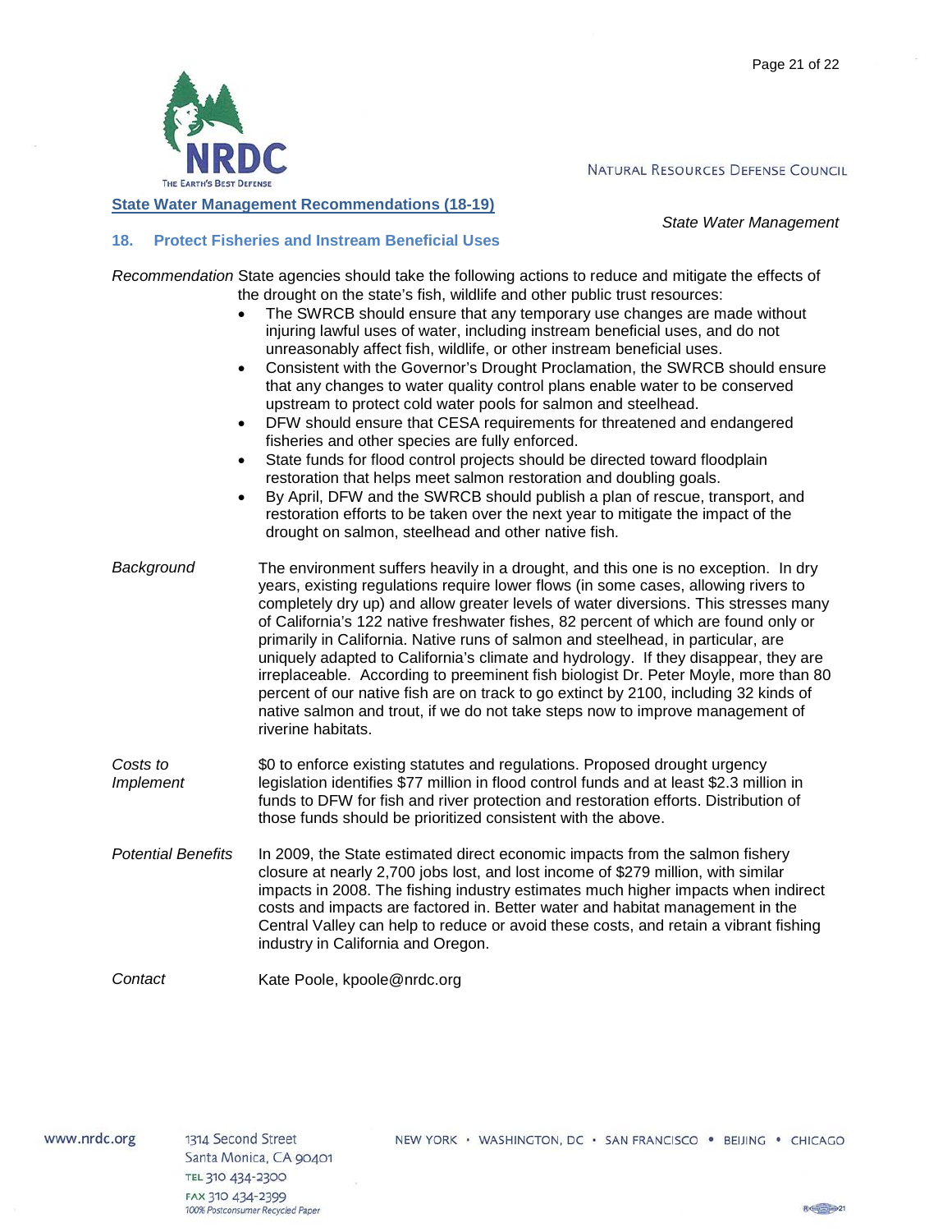## State Water Management Recommendations (18-19)

*State Water Management*

### 18. Protect Fisheries and Instream Beneficial Uses

*Recommendation* State agencies should take the following actions to reduce and mitigate the effects of the drought on the state's fish, wildlife and other public trust resources:

- The SWRCB should ensure that any temporary use changes are made without injuring lawful uses of water, including instream beneficial uses, and do not unreasonably affect fish, wildlife, or other instream beneficial uses.
- Consistent with the Governor's Drought Proclamation, the SWRCB should ensure that any changes to water quality control plans enable water to be conserved upstream to protect cold water pools for salmon and steelhead.
- DFW should ensure that CESA requirements for threatened and endangered fisheries and other species are fully enforced.
- State funds for flood control projects should be directed toward floodplain restoration that helps meet salmon restoration and doubling goals.
- By April, DFW and the SWRCB should publish a plan of rescue, transport, and restoration efforts to be taken over the next year to mitigate the impact of the drought on salmon, steelhead and other native fish.

*Background* The environment suffers heavily in a drought, and this one is no exception. In dry years, existing regulations require lower flows (in some cases, allowing rivers to completely dry up) and allow greater levels of water diversions. This stresses many of California's 122 native freshwater fishes, 82 percent of which are found only or primarily in California. Native runs of salmon and steelhead, in particular, are uniquely adapted to California's climate and hydrology. If they disappear, they are irreplaceable. According to preeminent fish biologist Dr. Peter Moyle, more than 80 percent of our native fish are on track to go extinct by 2100, including 32 kinds of native salmon and trout, if we do not take steps now to improve management of riverine habitats.

*Costs to Implement* \$0 to enforce existing statutes and regulations. Proposed drought urgency legislation identifies \$77 million in flood control funds and at least \$2.3 million in funds to DFW for fish and river protection and restoration efforts. Distribution of those funds should be prioritized consistent with the above.

*Potential Benefits* In 2009, the State estimated direct economic impacts from the salmon fishery closure at nearly 2,700 jobs lost, and lost income of \$279 million, with similar impacts in 2008. The fishing industry estimates much higher impacts when indirect costs and impacts are factored in. Better water and habitat management in the Central Valley can help to reduce or avoid these costs, and retain a vibrant fishing industry in California and Oregon.

*Contact* Kate Poole, kpoole@nrdc.org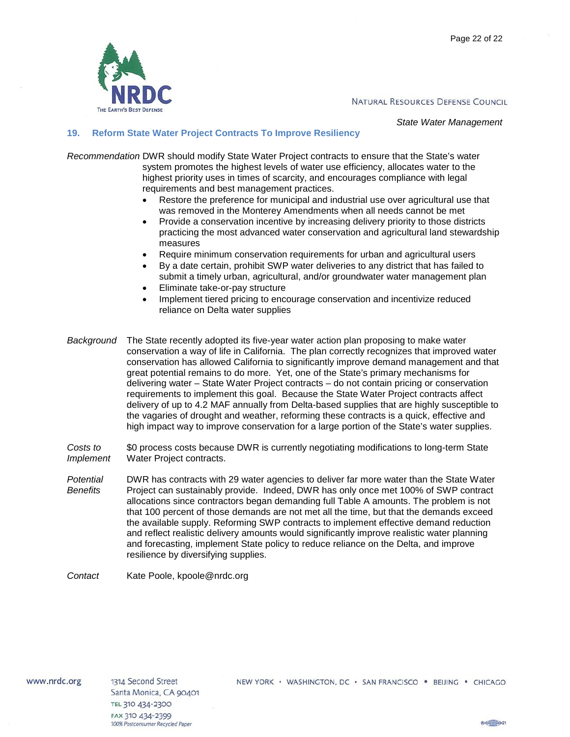*State Water Management*

## 19. Reform State Water Project Contracts To Improve Resiliency

*Recommendation* DWR should modify State Water Project contracts to ensure that the State's water system promotes the highest levels of water use efficiency, allocates water to the highest priority uses in times of scarcity, and encourages compliance with legal requirements and best management practices.

- Restore the preference for municipal and industrial use over agricultural use that was removed in the Monterey Amendments when all needs cannot be met
- Provide a conservation incentive by increasing delivery priority to those districts practicing the most advanced water conservation and agricultural land stewardship measures
- Require minimum conservation requirements for urban and agricultural users
- By a date certain, prohibit SWP water deliveries to any district that has failed to submit a timely urban, agricultural, and/or groundwater water management plan
- Eliminate take-or-pay structure
- Implement tiered pricing to encourage conservation and incentivize reduced reliance on Delta water supplies

*Background* The State recently adopted its five-year water action plan proposing to make water conservation a way of life in California. The plan correctly recognizes that improved water conservation has allowed California to significantly improve demand management and that great potential remains to do more. Yet, one of the State's primary mechanisms for delivering water – State Water Project contracts – do not contain pricing or conservation requirements to implement this goal. Because the State Water Project contracts affect delivery of up to 4.2 MAF annually from Delta-based supplies that are highly susceptible to the vagaries of drought and weather, reforming these contracts is a quick, effective and high impact way to improve conservation for a large portion of the State's water supplies.

*Costs to Implement* $0 process costs because DWR is currently negotiating modifications to long-term State Water Project contracts.

*Potential Benefits* DWR has contracts with 29 water agencies to deliver far more water than the State Water Project can sustainably provide. Indeed, DWR has only once met 100% of SWP contract allocations since contractors began demanding full Table A amounts. The problem is not that 100 percent of those demands are not met all the time, but that the demands exceed the available supply. Reforming SWP contracts to implement effective demand reduction and reflect realistic delivery amounts would significantly improve realistic water planning and forecasting, implement State policy to reduce reliance on the Delta, and improve resilience by diversifying supplies.

*Contact* Kate Poole, kpoole@nrdc.org